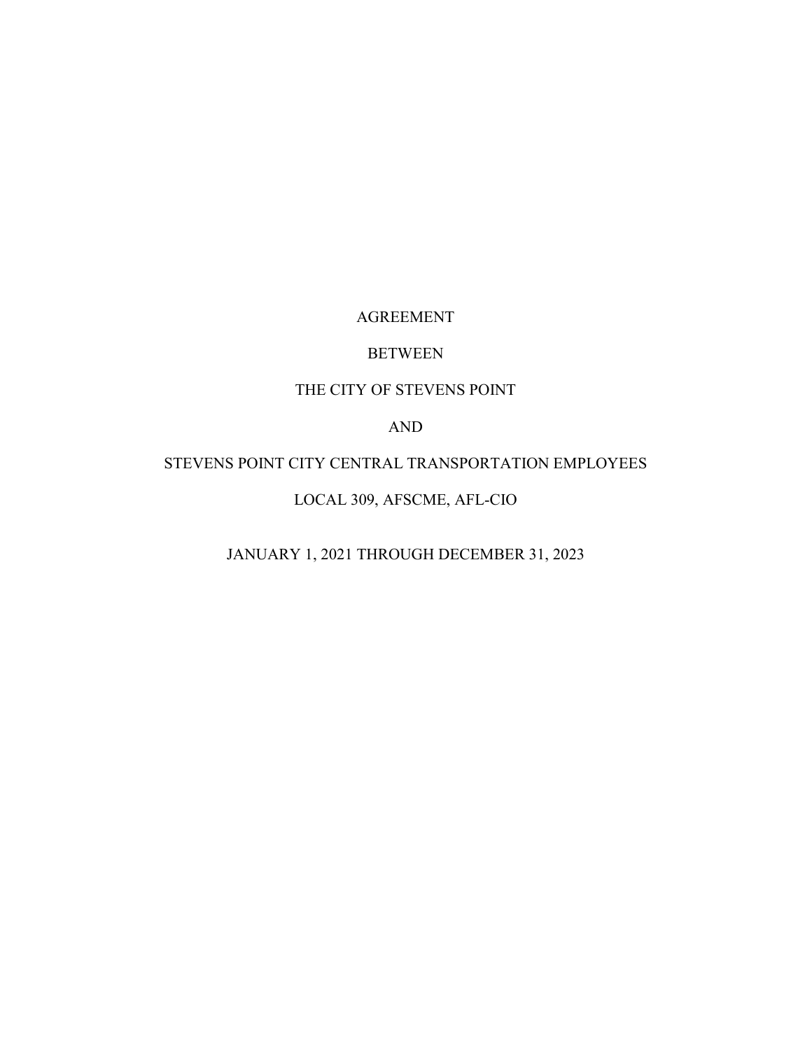# AGREEMENT

# BETWEEN

# THE CITY OF STEVENS POINT

# AND

# STEVENS POINT CITY CENTRAL TRANSPORTATION EMPLOYEES

# LOCAL 309, AFSCME, AFL-CIO

JANUARY 1, 2021 THROUGH DECEMBER 31, 2023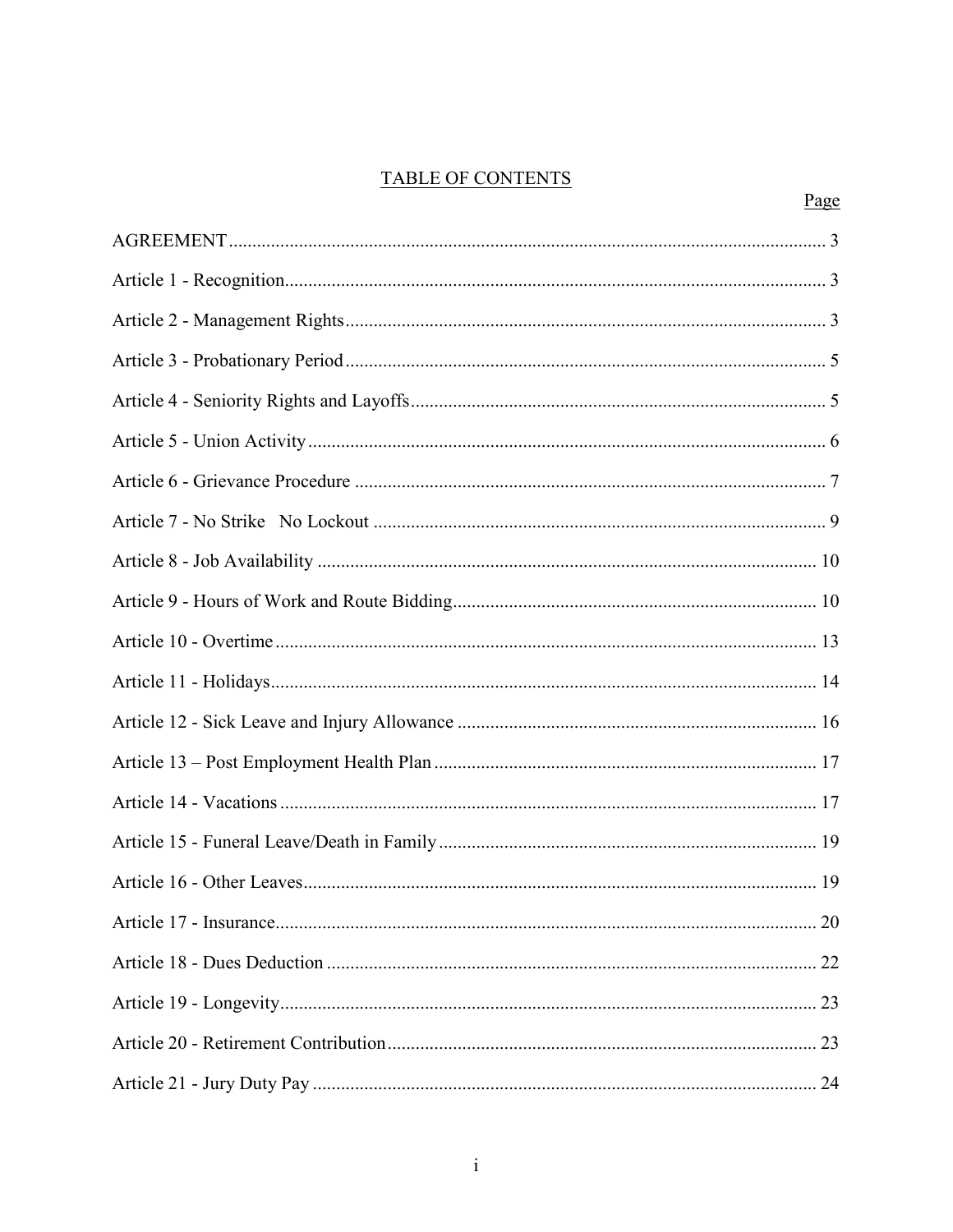# TABLE OF CONTENTS

| | Page |
|---|---|
| AGREEMENT | 3 |
| Article 1 - Recognition | 3 |
| Article 2 - Management Rights | 3 |
| Article 3 - Probationary Period | 5 |
| Article 4 - Seniority Rights and Layoffs | 5 |
| Article 5 - Union Activity | 6 |
| Article 6 - Grievance Procedure | 7 |
| Article 7 - No Strike No Lockout | 9 |
| Article 8 - Job Availability | 10 |
| Article 9 - Hours of Work and Route Bidding | 10 |
| Article 10 - Overtime | 13 |
| Article 11 - Holidays | 14 |
| Article 12 - Sick Leave and Injury Allowance | 16 |
| Article 13 – Post Employment Health Plan | 17 |
| Article 14 - Vacations | 17 |
| Article 15 - Funeral Leave/Death in Family | 19 |
| Article 16 - Other Leaves | 19 |
| Article 17 - Insurance | 20 |
| Article 18 - Dues Deduction | 22 |
| Article 19 - Longevity | 23 |
| Article 20 - Retirement Contribution | 23 |
| Article 21 - Jury Duty Pay | 24 |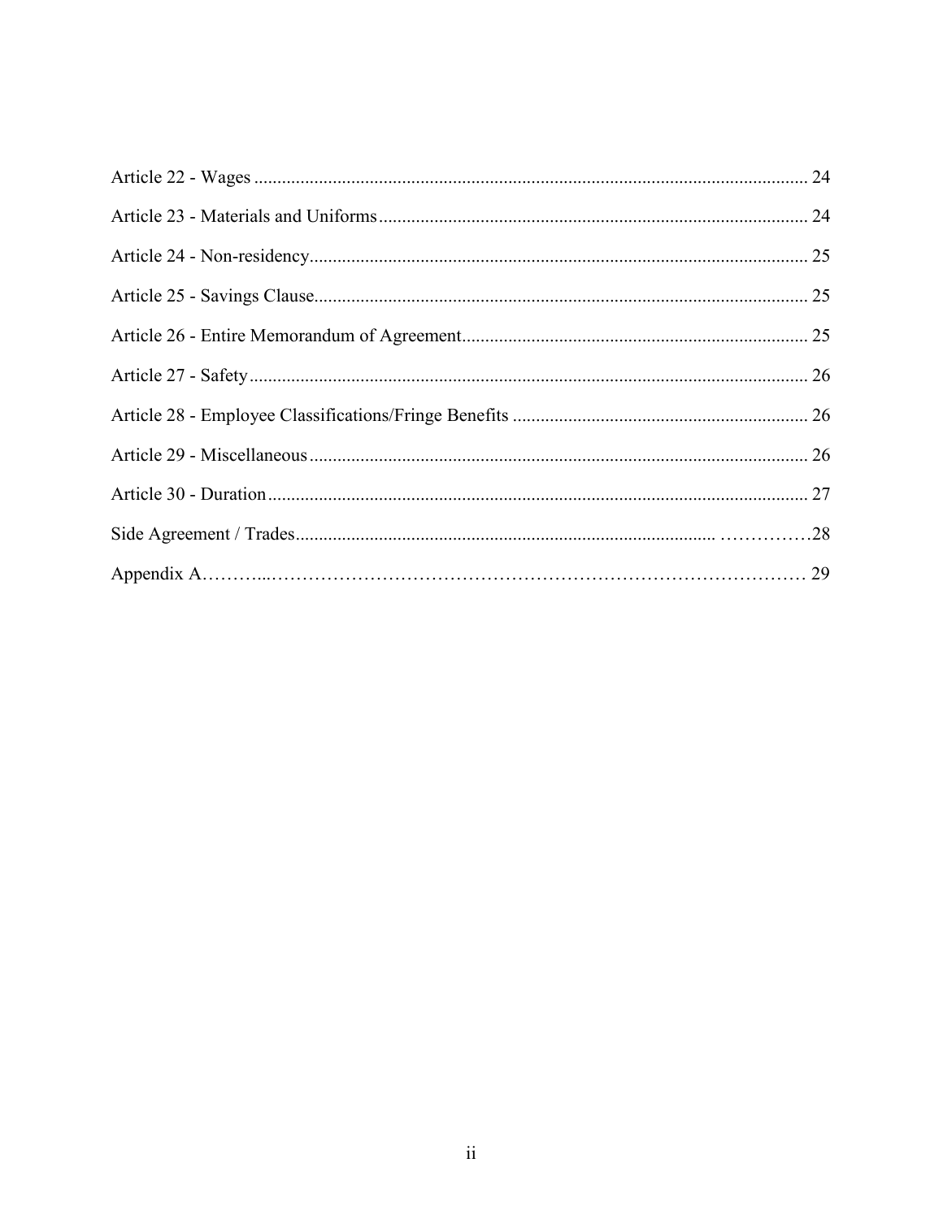Article 22 - Wages .......................................................................................................... 24

Article 23 - Materials and Uniforms ............................................................................... 24

Article 24 - Non-residency .............................................................................................. 25

Article 25 - Savings Clause .............................................................................................. 25

Article 26 - Entire Memorandum of Agreement ............................................................. 25

Article 27 - Safety ............................................................................................................ 26

Article 28 - Employee Classifications/Fringe Benefits ................................................... 26

Article 29 - Miscellaneous ............................................................................................... 26

Article 30 - Duration ........................................................................................................ 27

Side Agreement / Trades ...............................................................................................28

Appendix A……….……………………………………………………………………… 29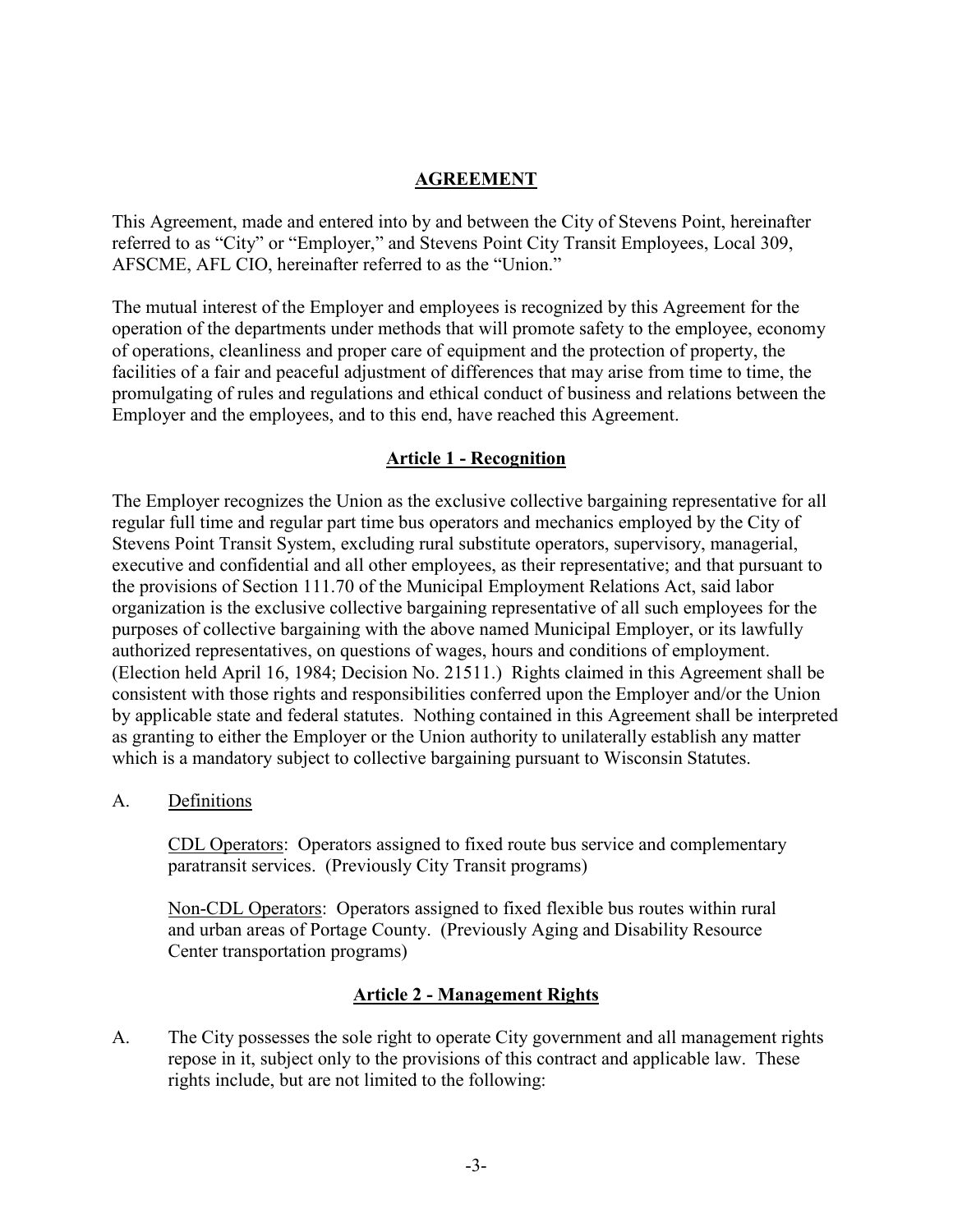## AGREEMENT

This Agreement, made and entered into by and between the City of Stevens Point, hereinafter referred to as "City" or "Employer," and Stevens Point City Transit Employees, Local 309, AFSCME, AFL CIO, hereinafter referred to as the "Union."

The mutual interest of the Employer and employees is recognized by this Agreement for the operation of the departments under methods that will promote safety to the employee, economy of operations, cleanliness and proper care of equipment and the protection of property, the facilities of a fair and peaceful adjustment of differences that may arise from time to time, the promulgating of rules and regulations and ethical conduct of business and relations between the Employer and the employees, and to this end, have reached this Agreement.

## Article 1 - Recognition

The Employer recognizes the Union as the exclusive collective bargaining representative for all regular full time and regular part time bus operators and mechanics employed by the City of Stevens Point Transit System, excluding rural substitute operators, supervisory, managerial, executive and confidential and all other employees, as their representative; and that pursuant to the provisions of Section 111.70 of the Municipal Employment Relations Act, said labor organization is the exclusive collective bargaining representative of all such employees for the purposes of collective bargaining with the above named Municipal Employer, or its lawfully authorized representatives, on questions of wages, hours and conditions of employment. (Election held April 16, 1984; Decision No. 21511.) Rights claimed in this Agreement shall be consistent with those rights and responsibilities conferred upon the Employer and/or the Union by applicable state and federal statutes. Nothing contained in this Agreement shall be interpreted as granting to either the Employer or the Union authority to unilaterally establish any matter which is a mandatory subject to collective bargaining pursuant to Wisconsin Statutes.

A. Definitions

CDL Operators: Operators assigned to fixed route bus service and complementary paratransit services. (Previously City Transit programs)

Non-CDL Operators: Operators assigned to fixed flexible bus routes within rural and urban areas of Portage County. (Previously Aging and Disability Resource Center transportation programs)

## Article 2 - Management Rights

A. The City possesses the sole right to operate City government and all management rights repose in it, subject only to the provisions of this contract and applicable law. These rights include, but are not limited to the following: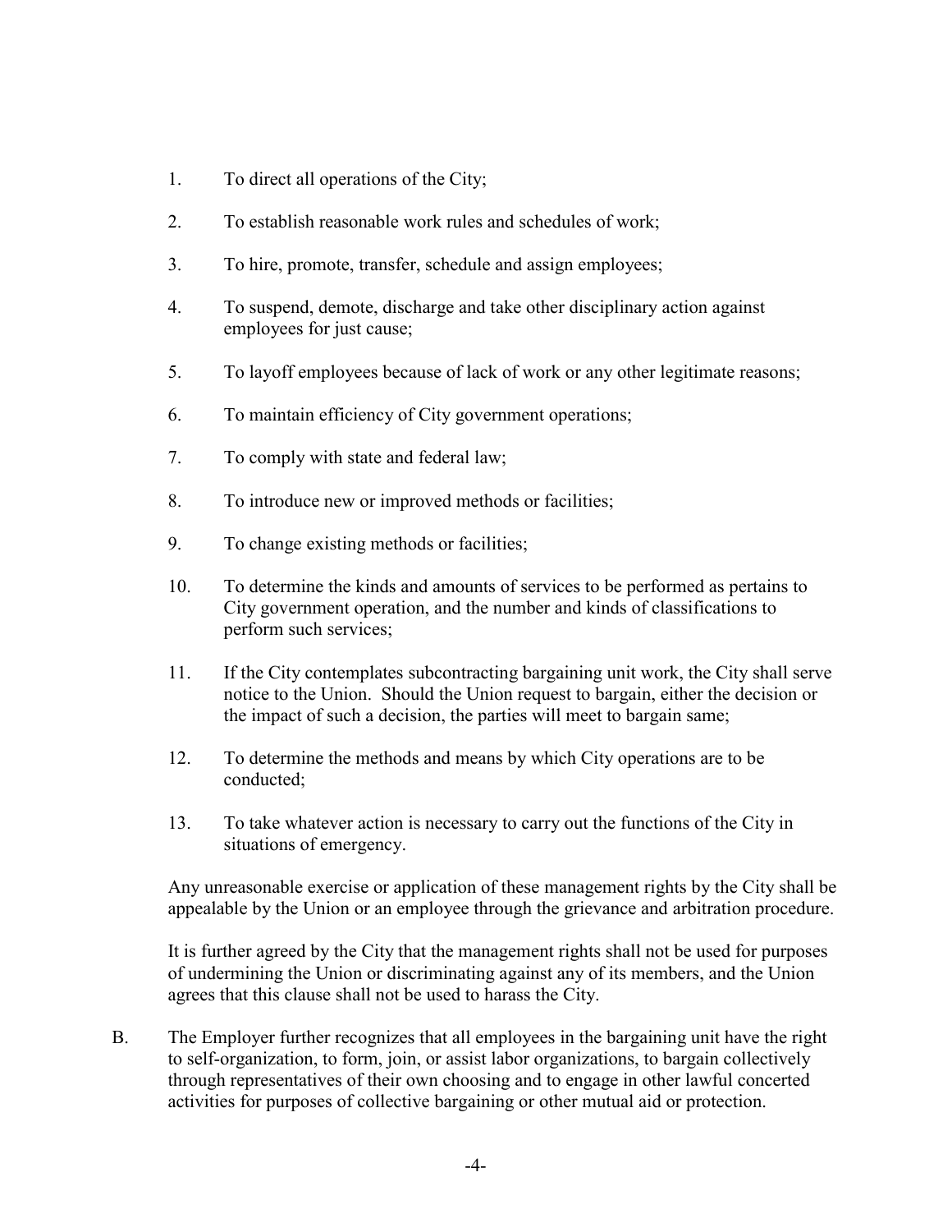1. To direct all operations of the City;

2. To establish reasonable work rules and schedules of work;

3. To hire, promote, transfer, schedule and assign employees;

4. To suspend, demote, discharge and take other disciplinary action against employees for just cause;

5. To layoff employees because of lack of work or any other legitimate reasons;

6. To maintain efficiency of City government operations;

7. To comply with state and federal law;

8. To introduce new or improved methods or facilities;

9. To change existing methods or facilities;

10. To determine the kinds and amounts of services to be performed as pertains to City government operation, and the number and kinds of classifications to perform such services;

11. If the City contemplates subcontracting bargaining unit work, the City shall serve notice to the Union. Should the Union request to bargain, either the decision or the impact of such a decision, the parties will meet to bargain same;

12. To determine the methods and means by which City operations are to be conducted;

13. To take whatever action is necessary to carry out the functions of the City in situations of emergency.

Any unreasonable exercise or application of these management rights by the City shall be appealable by the Union or an employee through the grievance and arbitration procedure.

It is further agreed by the City that the management rights shall not be used for purposes of undermining the Union or discriminating against any of its members, and the Union agrees that this clause shall not be used to harass the City.

B. The Employer further recognizes that all employees in the bargaining unit have the right to self-organization, to form, join, or assist labor organizations, to bargain collectively through representatives of their own choosing and to engage in other lawful concerted activities for purposes of collective bargaining or other mutual aid or protection.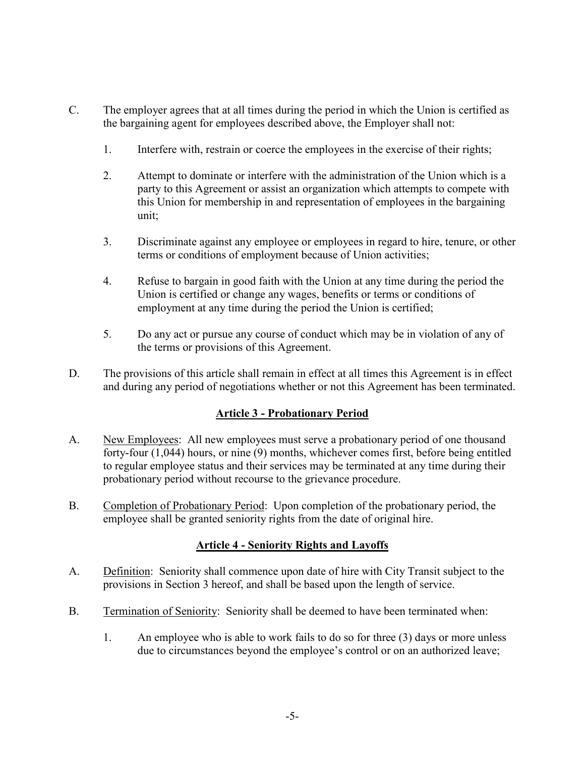C. The employer agrees that at all times during the period in which the Union is certified as the bargaining agent for employees described above, the Employer shall not:

   1. Interfere with, restrain or coerce the employees in the exercise of their rights;

   2. Attempt to dominate or interfere with the administration of the Union which is a party to this Agreement or assist an organization which attempts to compete with this Union for membership in and representation of employees in the bargaining unit;

   3. Discriminate against any employee or employees in regard to hire, tenure, or other terms or conditions of employment because of Union activities;

   4. Refuse to bargain in good faith with the Union at any time during the period the Union is certified or change any wages, benefits or terms or conditions of employment at any time during the period the Union is certified;

   5. Do any act or pursue any course of conduct which may be in violation of any of the terms or provisions of this Agreement.

D. The provisions of this article shall remain in effect at all times this Agreement is in effect and during any period of negotiations whether or not this Agreement has been terminated.

## Article 3 - Probationary Period

A. New Employees: All new employees must serve a probationary period of one thousand forty-four (1,044) hours, or nine (9) months, whichever comes first, before being entitled to regular employee status and their services may be terminated at any time during their probationary period without recourse to the grievance procedure.

B. Completion of Probationary Period: Upon completion of the probationary period, the employee shall be granted seniority rights from the date of original hire.

## Article 4 - Seniority Rights and Layoffs

A. Definition: Seniority shall commence upon date of hire with City Transit subject to the provisions in Section 3 hereof, and shall be based upon the length of service.

B. Termination of Seniority: Seniority shall be deemed to have been terminated when:

   1. An employee who is able to work fails to do so for three (3) days or more unless due to circumstances beyond the employee's control or on an authorized leave;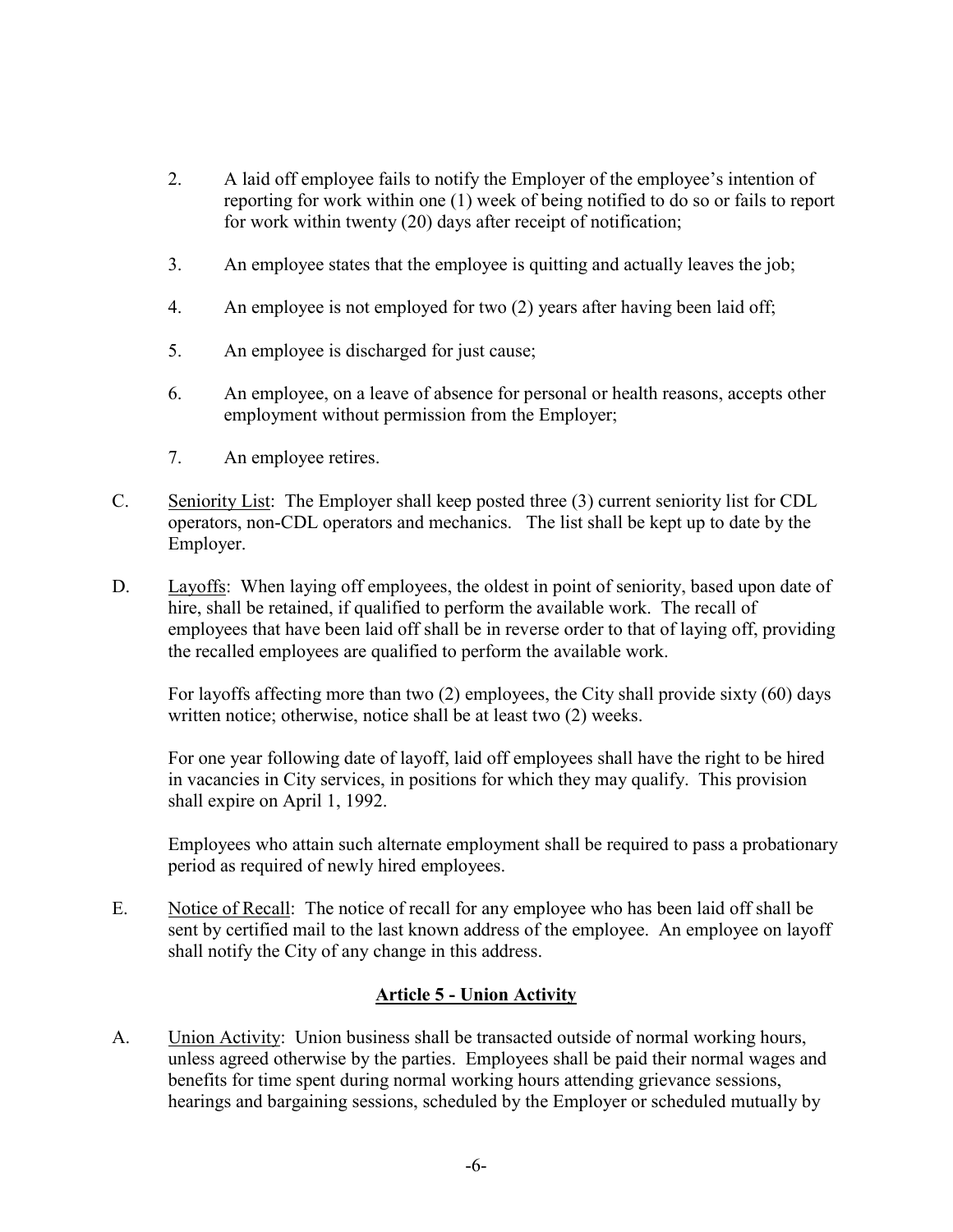2. A laid off employee fails to notify the Employer of the employee's intention of reporting for work within one (1) week of being notified to do so or fails to report for work within twenty (20) days after receipt of notification;

3. An employee states that the employee is quitting and actually leaves the job;

4. An employee is not employed for two (2) years after having been laid off;

5. An employee is discharged for just cause;

6. An employee, on a leave of absence for personal or health reasons, accepts other employment without permission from the Employer;

7. An employee retires.

C. Seniority List: The Employer shall keep posted three (3) current seniority list for CDL operators, non-CDL operators and mechanics. The list shall be kept up to date by the Employer.

D. Layoffs: When laying off employees, the oldest in point of seniority, based upon date of hire, shall be retained, if qualified to perform the available work. The recall of employees that have been laid off shall be in reverse order to that of laying off, providing the recalled employees are qualified to perform the available work.

For layoffs affecting more than two (2) employees, the City shall provide sixty (60) days written notice; otherwise, notice shall be at least two (2) weeks.

For one year following date of layoff, laid off employees shall have the right to be hired in vacancies in City services, in positions for which they may qualify. This provision shall expire on April 1, 1992.

Employees who attain such alternate employment shall be required to pass a probationary period as required of newly hired employees.

E. Notice of Recall: The notice of recall for any employee who has been laid off shall be sent by certified mail to the last known address of the employee. An employee on layoff shall notify the City of any change in this address.

## Article 5 - Union Activity

A. Union Activity: Union business shall be transacted outside of normal working hours, unless agreed otherwise by the parties. Employees shall be paid their normal wages and benefits for time spent during normal working hours attending grievance sessions, hearings and bargaining sessions, scheduled by the Employer or scheduled mutually by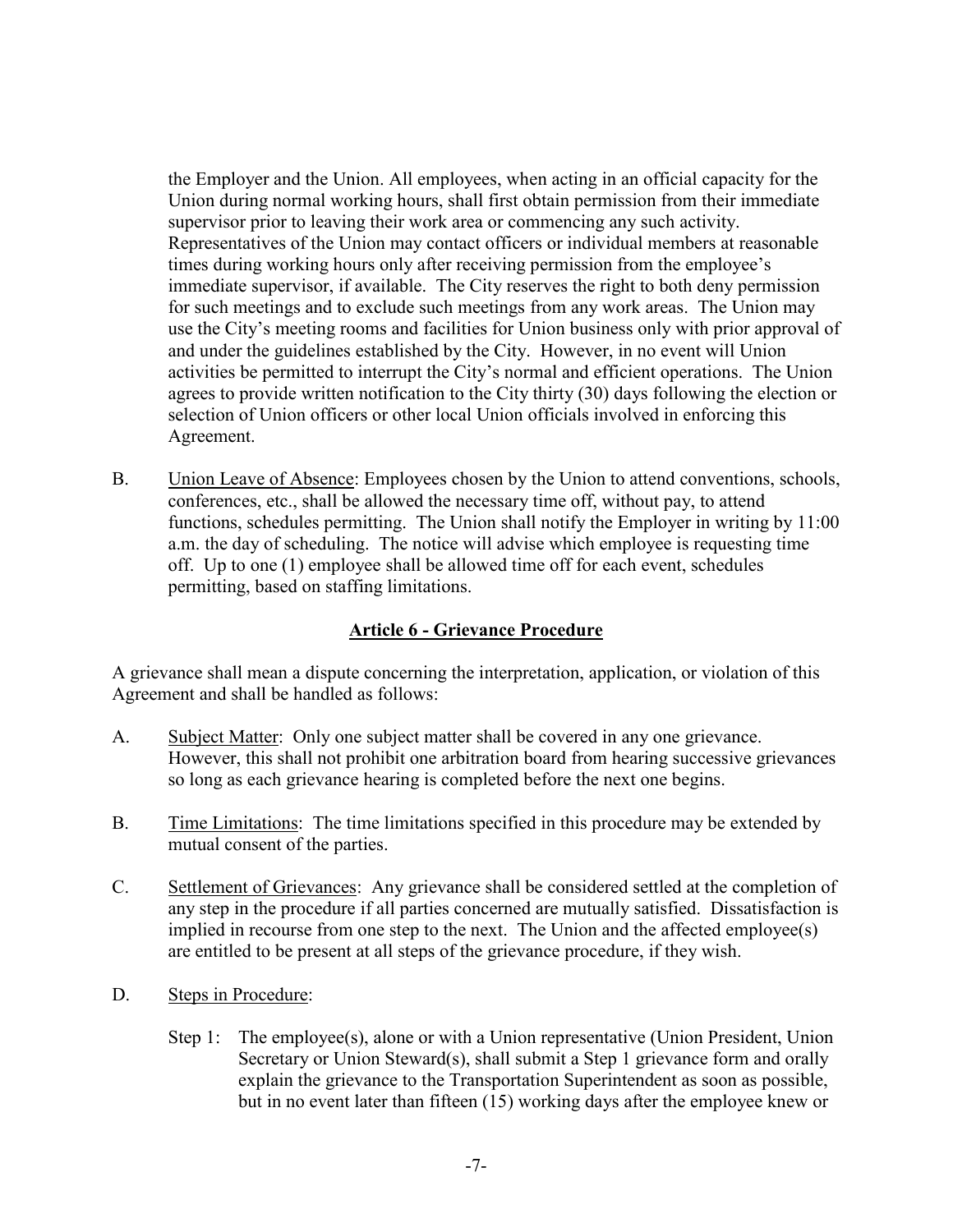the Employer and the Union. All employees, when acting in an official capacity for the Union during normal working hours, shall first obtain permission from their immediate supervisor prior to leaving their work area or commencing any such activity. Representatives of the Union may contact officers or individual members at reasonable times during working hours only after receiving permission from the employee's immediate supervisor, if available. The City reserves the right to both deny permission for such meetings and to exclude such meetings from any work areas. The Union may use the City's meeting rooms and facilities for Union business only with prior approval of and under the guidelines established by the City. However, in no event will Union activities be permitted to interrupt the City's normal and efficient operations. The Union agrees to provide written notification to the City thirty (30) days following the election or selection of Union officers or other local Union officials involved in enforcing this Agreement.

B. Union Leave of Absence: Employees chosen by the Union to attend conventions, schools, conferences, etc., shall be allowed the necessary time off, without pay, to attend functions, schedules permitting. The Union shall notify the Employer in writing by 11:00 a.m. the day of scheduling. The notice will advise which employee is requesting time off. Up to one (1) employee shall be allowed time off for each event, schedules permitting, based on staffing limitations.

## Article 6 - Grievance Procedure

A grievance shall mean a dispute concerning the interpretation, application, or violation of this Agreement and shall be handled as follows:

A. Subject Matter: Only one subject matter shall be covered in any one grievance. However, this shall not prohibit one arbitration board from hearing successive grievances so long as each grievance hearing is completed before the next one begins.

B. Time Limitations: The time limitations specified in this procedure may be extended by mutual consent of the parties.

C. Settlement of Grievances: Any grievance shall be considered settled at the completion of any step in the procedure if all parties concerned are mutually satisfied. Dissatisfaction is implied in recourse from one step to the next. The Union and the affected employee(s) are entitled to be present at all steps of the grievance procedure, if they wish.

D. Steps in Procedure:

Step 1: The employee(s), alone or with a Union representative (Union President, Union Secretary or Union Steward(s), shall submit a Step 1 grievance form and orally explain the grievance to the Transportation Superintendent as soon as possible, but in no event later than fifteen (15) working days after the employee knew or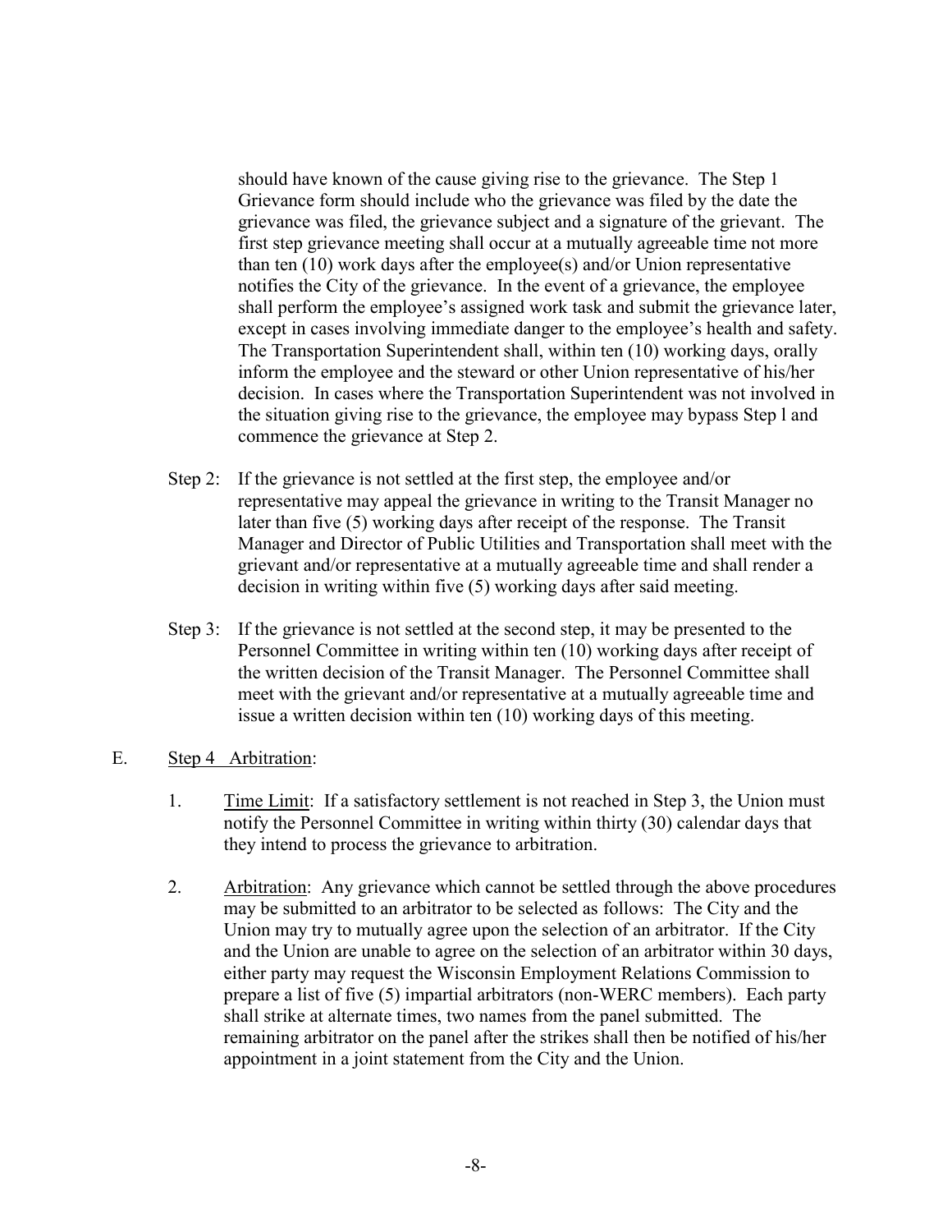should have known of the cause giving rise to the grievance. The Step 1 Grievance form should include who the grievance was filed by the date the grievance was filed, the grievance subject and a signature of the grievant. The first step grievance meeting shall occur at a mutually agreeable time not more than ten (10) work days after the employee(s) and/or Union representative notifies the City of the grievance. In the event of a grievance, the employee shall perform the employee's assigned work task and submit the grievance later, except in cases involving immediate danger to the employee's health and safety. The Transportation Superintendent shall, within ten (10) working days, orally inform the employee and the steward or other Union representative of his/her decision. In cases where the Transportation Superintendent was not involved in the situation giving rise to the grievance, the employee may bypass Step l and commence the grievance at Step 2.

Step 2: If the grievance is not settled at the first step, the employee and/or representative may appeal the grievance in writing to the Transit Manager no later than five (5) working days after receipt of the response. The Transit Manager and Director of Public Utilities and Transportation shall meet with the grievant and/or representative at a mutually agreeable time and shall render a decision in writing within five (5) working days after said meeting.

Step 3: If the grievance is not settled at the second step, it may be presented to the Personnel Committee in writing within ten (10) working days after receipt of the written decision of the Transit Manager. The Personnel Committee shall meet with the grievant and/or representative at a mutually agreeable time and issue a written decision within ten (10) working days of this meeting.

E. Step 4 Arbitration:

1. Time Limit: If a satisfactory settlement is not reached in Step 3, the Union must notify the Personnel Committee in writing within thirty (30) calendar days that they intend to process the grievance to arbitration.

2. Arbitration: Any grievance which cannot be settled through the above procedures may be submitted to an arbitrator to be selected as follows: The City and the Union may try to mutually agree upon the selection of an arbitrator. If the City and the Union are unable to agree on the selection of an arbitrator within 30 days, either party may request the Wisconsin Employment Relations Commission to prepare a list of five (5) impartial arbitrators (non-WERC members). Each party shall strike at alternate times, two names from the panel submitted. The remaining arbitrator on the panel after the strikes shall then be notified of his/her appointment in a joint statement from the City and the Union.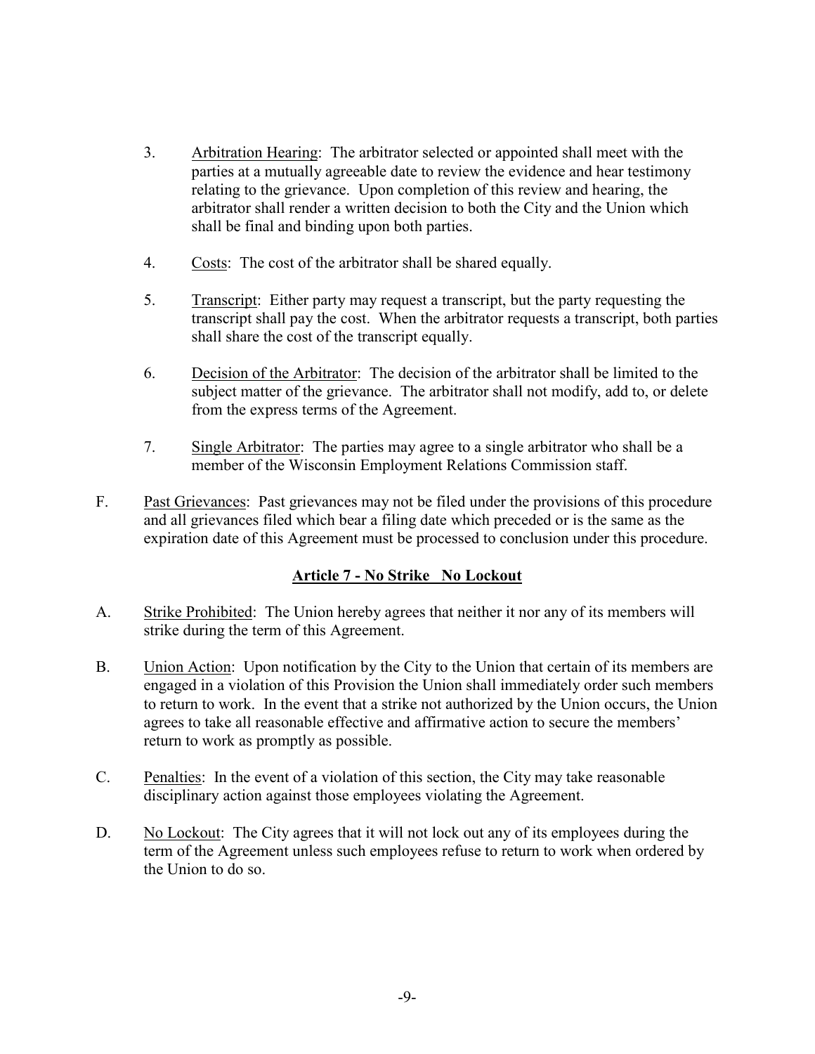3. Arbitration Hearing: The arbitrator selected or appointed shall meet with the parties at a mutually agreeable date to review the evidence and hear testimony relating to the grievance. Upon completion of this review and hearing, the arbitrator shall render a written decision to both the City and the Union which shall be final and binding upon both parties.

4. Costs: The cost of the arbitrator shall be shared equally.

5. Transcript: Either party may request a transcript, but the party requesting the transcript shall pay the cost. When the arbitrator requests a transcript, both parties shall share the cost of the transcript equally.

6. Decision of the Arbitrator: The decision of the arbitrator shall be limited to the subject matter of the grievance. The arbitrator shall not modify, add to, or delete from the express terms of the Agreement.

7. Single Arbitrator: The parties may agree to a single arbitrator who shall be a member of the Wisconsin Employment Relations Commission staff.

F. Past Grievances: Past grievances may not be filed under the provisions of this procedure and all grievances filed which bear a filing date which preceded or is the same as the expiration date of this Agreement must be processed to conclusion under this procedure.

## Article 7 - No Strike No Lockout

A. Strike Prohibited: The Union hereby agrees that neither it nor any of its members will strike during the term of this Agreement.

B. Union Action: Upon notification by the City to the Union that certain of its members are engaged in a violation of this Provision the Union shall immediately order such members to return to work. In the event that a strike not authorized by the Union occurs, the Union agrees to take all reasonable effective and affirmative action to secure the members' return to work as promptly as possible.

C. Penalties: In the event of a violation of this section, the City may take reasonable disciplinary action against those employees violating the Agreement.

D. No Lockout: The City agrees that it will not lock out any of its employees during the term of the Agreement unless such employees refuse to return to work when ordered by the Union to do so.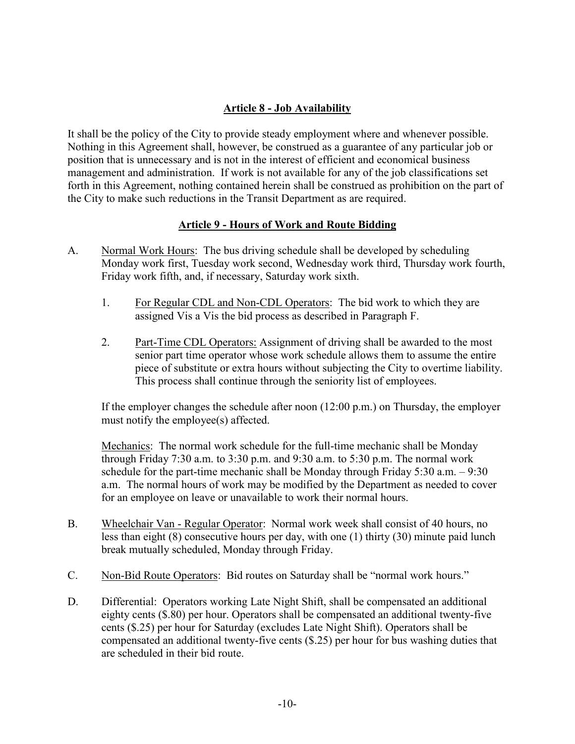## Article 8 - Job Availability

It shall be the policy of the City to provide steady employment where and whenever possible. Nothing in this Agreement shall, however, be construed as a guarantee of any particular job or position that is unnecessary and is not in the interest of efficient and economical business management and administration. If work is not available for any of the job classifications set forth in this Agreement, nothing contained herein shall be construed as prohibition on the part of the City to make such reductions in the Transit Department as are required.

## Article 9 - Hours of Work and Route Bidding

A. Normal Work Hours: The bus driving schedule shall be developed by scheduling Monday work first, Tuesday work second, Wednesday work third, Thursday work fourth, Friday work fifth, and, if necessary, Saturday work sixth.

   1. For Regular CDL and Non-CDL Operators: The bid work to which they are assigned Vis a Vis the bid process as described in Paragraph F.

   2. Part-Time CDL Operators: Assignment of driving shall be awarded to the most senior part time operator whose work schedule allows them to assume the entire piece of substitute or extra hours without subjecting the City to overtime liability. This process shall continue through the seniority list of employees.

   If the employer changes the schedule after noon (12:00 p.m.) on Thursday, the employer must notify the employee(s) affected.

   Mechanics: The normal work schedule for the full-time mechanic shall be Monday through Friday 7:30 a.m. to 3:30 p.m. and 9:30 a.m. to 5:30 p.m. The normal work schedule for the part-time mechanic shall be Monday through Friday 5:30 a.m. – 9:30 a.m. The normal hours of work may be modified by the Department as needed to cover for an employee on leave or unavailable to work their normal hours.

B. Wheelchair Van - Regular Operator: Normal work week shall consist of 40 hours, no less than eight (8) consecutive hours per day, with one (1) thirty (30) minute paid lunch break mutually scheduled, Monday through Friday.

C. Non-Bid Route Operators: Bid routes on Saturday shall be "normal work hours."

D. Differential: Operators working Late Night Shift, shall be compensated an additional eighty cents ($.80) per hour. Operators shall be compensated an additional twenty-five cents ($.25) per hour for Saturday (excludes Late Night Shift). Operators shall be compensated an additional twenty-five cents ($.25) per hour for bus washing duties that are scheduled in their bid route.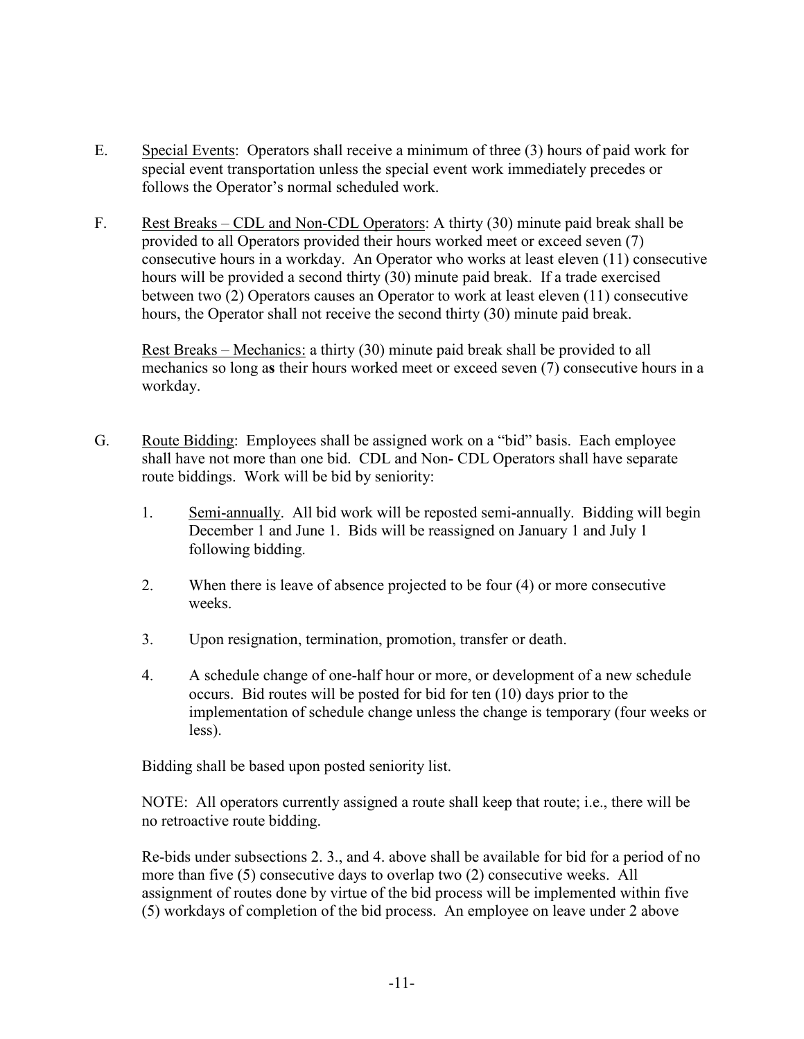E. <u>Special Events</u>: Operators shall receive a minimum of three (3) hours of paid work for special event transportation unless the special event work immediately precedes or follows the Operator's normal scheduled work.

F. <u>Rest Breaks – CDL and Non-CDL Operators</u>: A thirty (30) minute paid break shall be provided to all Operators provided their hours worked meet or exceed seven (7) consecutive hours in a workday. An Operator who works at least eleven (11) consecutive hours will be provided a second thirty (30) minute paid break. If a trade exercised between two (2) Operators causes an Operator to work at least eleven (11) consecutive hours, the Operator shall not receive the second thirty (30) minute paid break.

   <u>Rest Breaks – Mechanics:</u> a thirty (30) minute paid break shall be provided to all mechanics so long as their hours worked meet or exceed seven (7) consecutive hours in a workday.

G. <u>Route Bidding</u>: Employees shall be assigned work on a "bid" basis. Each employee shall have not more than one bid. CDL and Non- CDL Operators shall have separate route biddings. Work will be bid by seniority:

   1. <u>Semi-annually</u>. All bid work will be reposted semi-annually. Bidding will begin December 1 and June 1. Bids will be reassigned on January 1 and July 1 following bidding.

   2. When there is leave of absence projected to be four (4) or more consecutive weeks.

   3. Upon resignation, termination, promotion, transfer or death.

   4. A schedule change of one-half hour or more, or development of a new schedule occurs. Bid routes will be posted for bid for ten (10) days prior to the implementation of schedule change unless the change is temporary (four weeks or less).

   Bidding shall be based upon posted seniority list.

   NOTE: All operators currently assigned a route shall keep that route; i.e., there will be no retroactive route bidding.

   Re-bids under subsections 2. 3., and 4. above shall be available for bid for a period of no more than five (5) consecutive days to overlap two (2) consecutive weeks. All assignment of routes done by virtue of the bid process will be implemented within five (5) workdays of completion of the bid process. An employee on leave under 2 above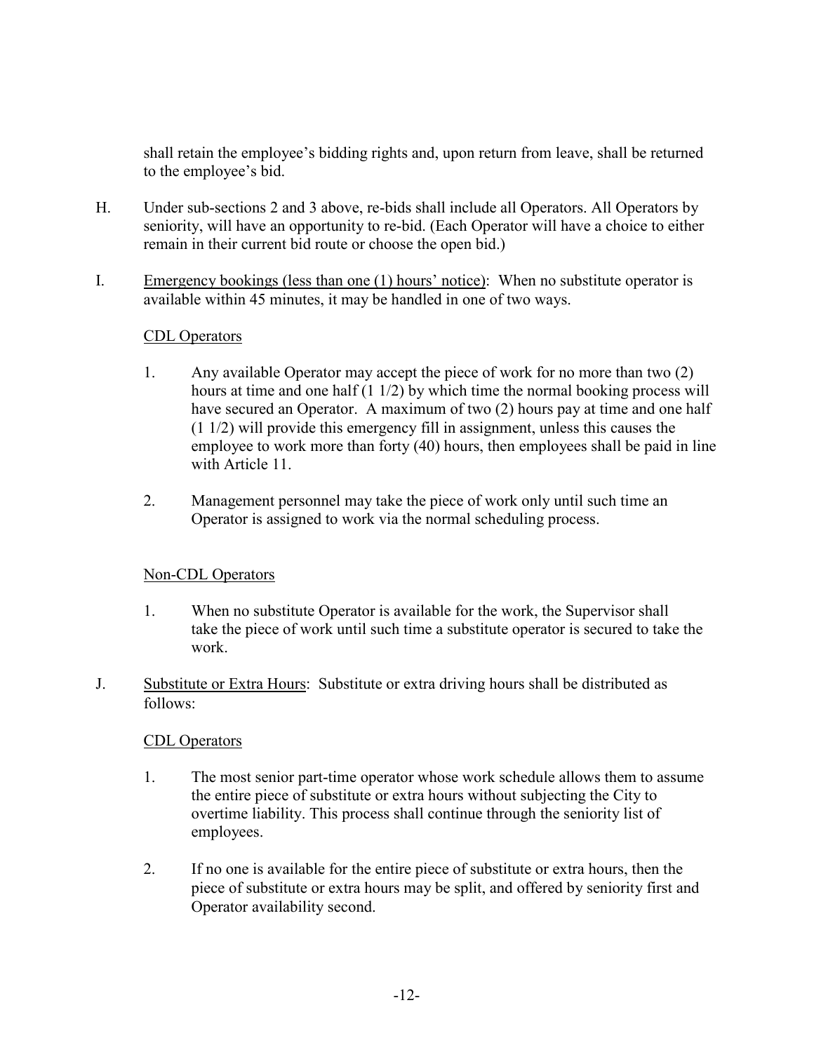shall retain the employee's bidding rights and, upon return from leave, shall be returned to the employee's bid.

H. Under sub-sections 2 and 3 above, re-bids shall include all Operators. All Operators by seniority, will have an opportunity to re-bid. (Each Operator will have a choice to either remain in their current bid route or choose the open bid.)

I. Emergency bookings (less than one (1) hours' notice): When no substitute operator is available within 45 minutes, it may be handled in one of two ways.

CDL Operators

1. Any available Operator may accept the piece of work for no more than two (2) hours at time and one half (1 1/2) by which time the normal booking process will have secured an Operator. A maximum of two (2) hours pay at time and one half (1 1/2) will provide this emergency fill in assignment, unless this causes the employee to work more than forty (40) hours, then employees shall be paid in line with Article 11.

2. Management personnel may take the piece of work only until such time an Operator is assigned to work via the normal scheduling process.

Non-CDL Operators

1. When no substitute Operator is available for the work, the Supervisor shall take the piece of work until such time a substitute operator is secured to take the work.

J. Substitute or Extra Hours: Substitute or extra driving hours shall be distributed as follows:

CDL Operators

1. The most senior part-time operator whose work schedule allows them to assume the entire piece of substitute or extra hours without subjecting the City to overtime liability. This process shall continue through the seniority list of employees.

2. If no one is available for the entire piece of substitute or extra hours, then the piece of substitute or extra hours may be split, and offered by seniority first and Operator availability second.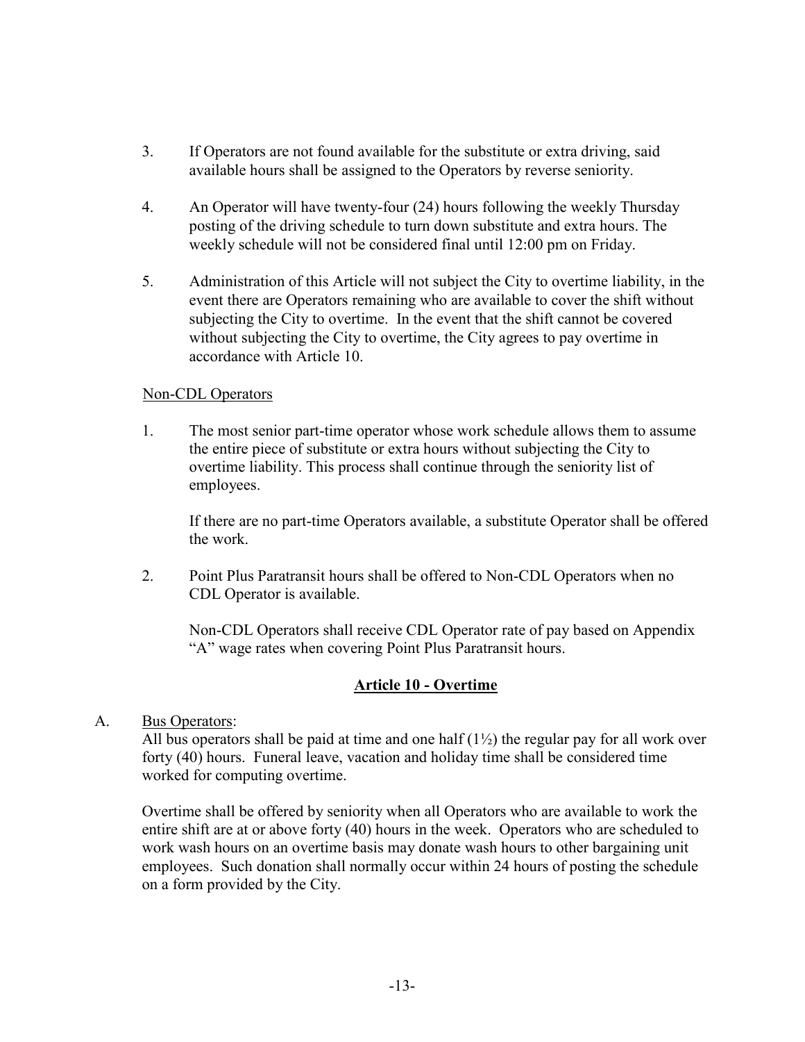3. If Operators are not found available for the substitute or extra driving, said available hours shall be assigned to the Operators by reverse seniority.

4. An Operator will have twenty-four (24) hours following the weekly Thursday posting of the driving schedule to turn down substitute and extra hours. The weekly schedule will not be considered final until 12:00 pm on Friday.

5. Administration of this Article will not subject the City to overtime liability, in the event there are Operators remaining who are available to cover the shift without subjecting the City to overtime. In the event that the shift cannot be covered without subjecting the City to overtime, the City agrees to pay overtime in accordance with Article 10.

<u>Non-CDL Operators</u>

1. The most senior part-time operator whose work schedule allows them to assume the entire piece of substitute or extra hours without subjecting the City to overtime liability. This process shall continue through the seniority list of employees.

   If there are no part-time Operators available, a substitute Operator shall be offered the work.

2. Point Plus Paratransit hours shall be offered to Non-CDL Operators when no CDL Operator is available.

   Non-CDL Operators shall receive CDL Operator rate of pay based on Appendix "A" wage rates when covering Point Plus Paratransit hours.

## Article 10 - Overtime

A. <u>Bus Operators</u>:
All bus operators shall be paid at time and one half (1½) the regular pay for all work over forty (40) hours. Funeral leave, vacation and holiday time shall be considered time worked for computing overtime.

Overtime shall be offered by seniority when all Operators who are available to work the entire shift are at or above forty (40) hours in the week. Operators who are scheduled to work wash hours on an overtime basis may donate wash hours to other bargaining unit employees. Such donation shall normally occur within 24 hours of posting the schedule on a form provided by the City.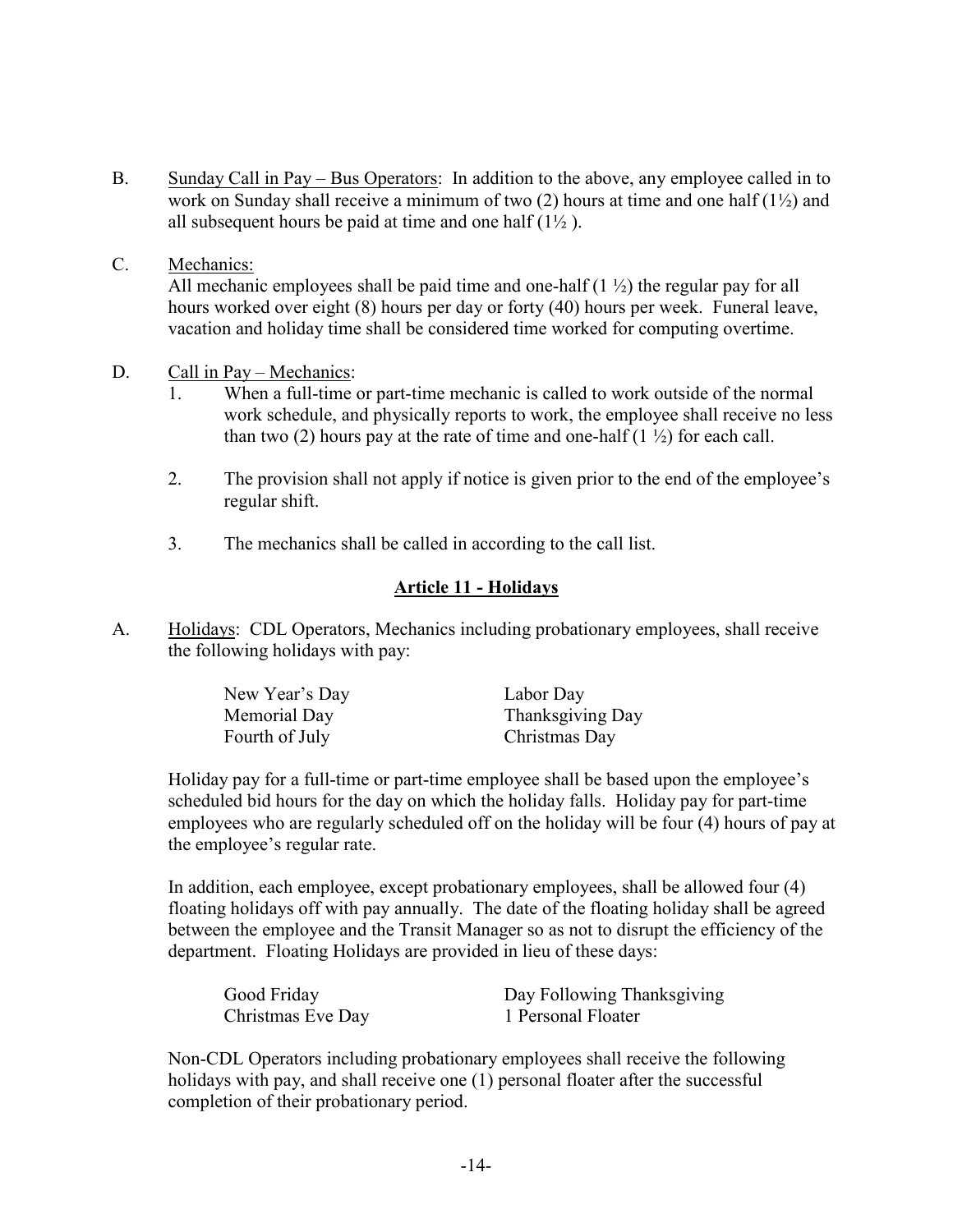B. Sunday Call in Pay – Bus Operators: In addition to the above, any employee called in to work on Sunday shall receive a minimum of two (2) hours at time and one half (1½) and all subsequent hours be paid at time and one half (1½ ).

C. Mechanics:
All mechanic employees shall be paid time and one-half (1 ½) the regular pay for all hours worked over eight (8) hours per day or forty (40) hours per week. Funeral leave, vacation and holiday time shall be considered time worked for computing overtime.

D. Call in Pay – Mechanics:
1. When a full-time or part-time mechanic is called to work outside of the normal work schedule, and physically reports to work, the employee shall receive no less than two (2) hours pay at the rate of time and one-half (1 ½) for each call.

2. The provision shall not apply if notice is given prior to the end of the employee's regular shift.

3. The mechanics shall be called in according to the call list.

## Article 11 - Holidays

A. Holidays: CDL Operators, Mechanics including probationary employees, shall receive the following holidays with pay:

| | |
|---|---|
| New Year's Day | Labor Day |
| Memorial Day | Thanksgiving Day |
| Fourth of July | Christmas Day |

Holiday pay for a full-time or part-time employee shall be based upon the employee's scheduled bid hours for the day on which the holiday falls. Holiday pay for part-time employees who are regularly scheduled off on the holiday will be four (4) hours of pay at the employee's regular rate.

In addition, each employee, except probationary employees, shall be allowed four (4) floating holidays off with pay annually. The date of the floating holiday shall be agreed between the employee and the Transit Manager so as not to disrupt the efficiency of the department. Floating Holidays are provided in lieu of these days:

| | |
|---|---|
| Good Friday | Day Following Thanksgiving |
| Christmas Eve Day | 1 Personal Floater |

Non-CDL Operators including probationary employees shall receive the following holidays with pay, and shall receive one (1) personal floater after the successful completion of their probationary period.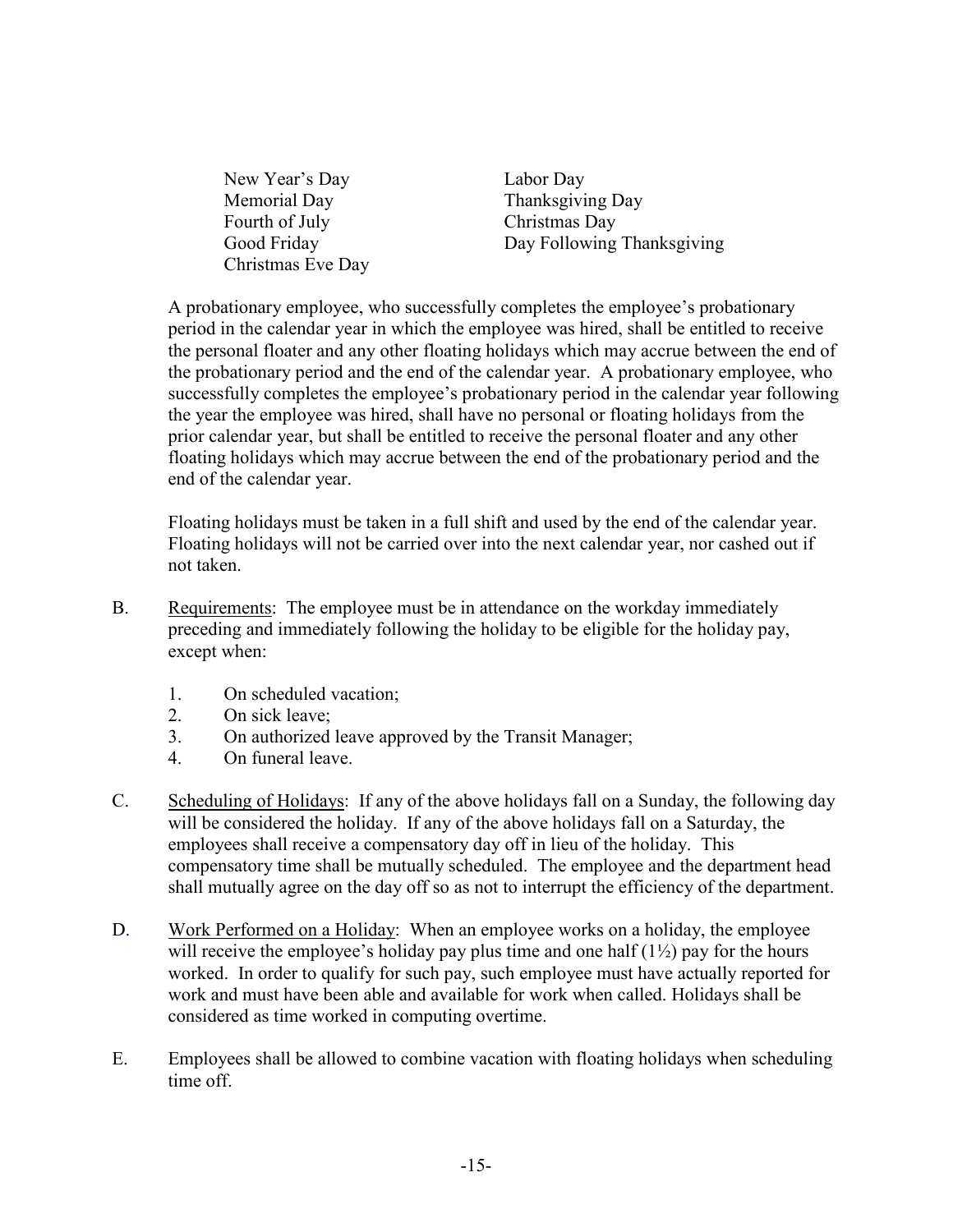| | |
|---|---|
| New Year's Day | Labor Day |
| Memorial Day | Thanksgiving Day |
| Fourth of July | Christmas Day |
| Good Friday | Day Following Thanksgiving |
| Christmas Eve Day | |

A probationary employee, who successfully completes the employee's probationary period in the calendar year in which the employee was hired, shall be entitled to receive the personal floater and any other floating holidays which may accrue between the end of the probationary period and the end of the calendar year. A probationary employee, who successfully completes the employee's probationary period in the calendar year following the year the employee was hired, shall have no personal or floating holidays from the prior calendar year, but shall be entitled to receive the personal floater and any other floating holidays which may accrue between the end of the probationary period and the end of the calendar year.

Floating holidays must be taken in a full shift and used by the end of the calendar year. Floating holidays will not be carried over into the next calendar year, nor cashed out if not taken.

B. Requirements: The employee must be in attendance on the workday immediately preceding and immediately following the holiday to be eligible for the holiday pay, except when:

1. On scheduled vacation;
2. On sick leave;
3. On authorized leave approved by the Transit Manager;
4. On funeral leave.

C. Scheduling of Holidays: If any of the above holidays fall on a Sunday, the following day will be considered the holiday. If any of the above holidays fall on a Saturday, the employees shall receive a compensatory day off in lieu of the holiday. This compensatory time shall be mutually scheduled. The employee and the department head shall mutually agree on the day off so as not to interrupt the efficiency of the department.

D. Work Performed on a Holiday: When an employee works on a holiday, the employee will receive the employee's holiday pay plus time and one half (1½) pay for the hours worked. In order to qualify for such pay, such employee must have actually reported for work and must have been able and available for work when called. Holidays shall be considered as time worked in computing overtime.

E. Employees shall be allowed to combine vacation with floating holidays when scheduling time off.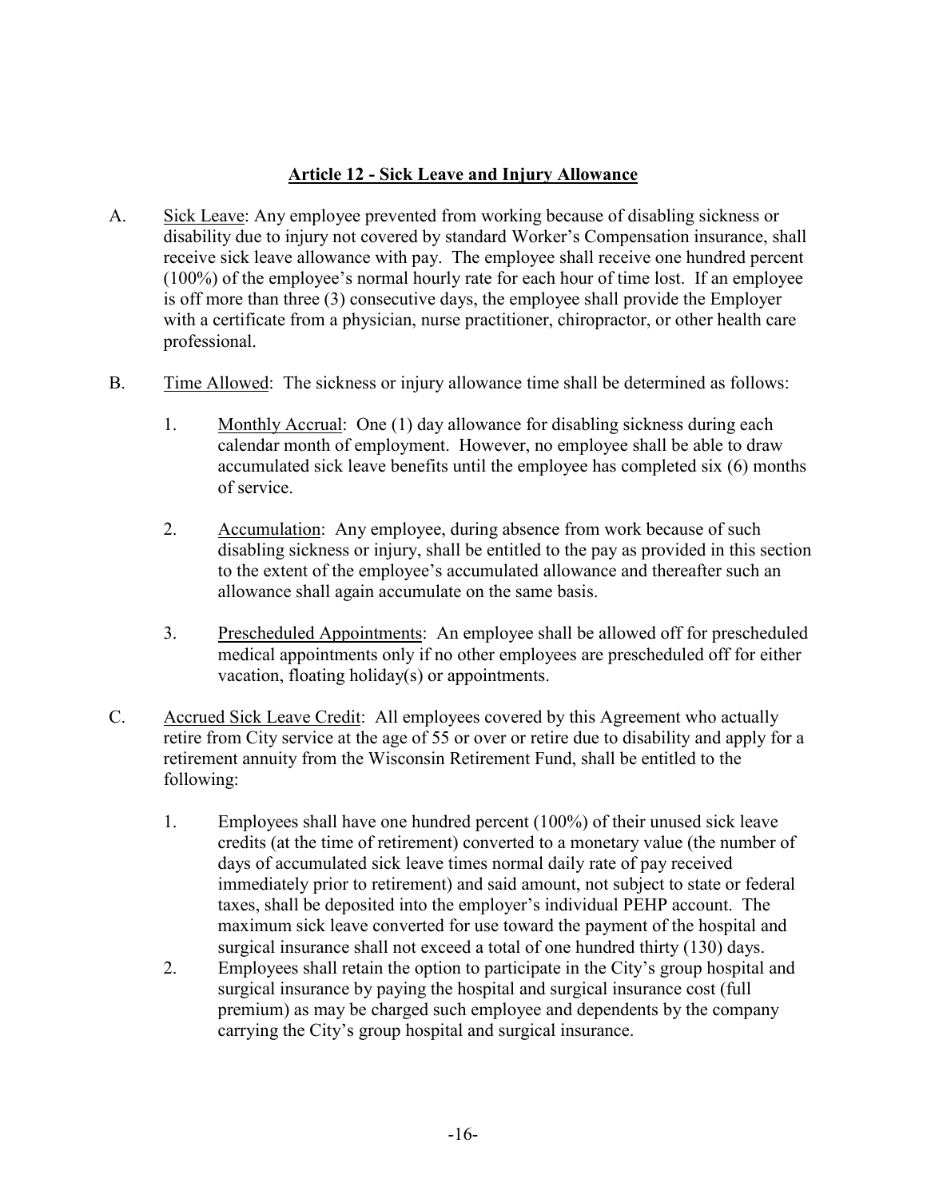## Article 12 - Sick Leave and Injury Allowance

A. Sick Leave: Any employee prevented from working because of disabling sickness or disability due to injury not covered by standard Worker's Compensation insurance, shall receive sick leave allowance with pay. The employee shall receive one hundred percent (100%) of the employee's normal hourly rate for each hour of time lost. If an employee is off more than three (3) consecutive days, the employee shall provide the Employer with a certificate from a physician, nurse practitioner, chiropractor, or other health care professional.

B. Time Allowed: The sickness or injury allowance time shall be determined as follows:

1. Monthly Accrual: One (1) day allowance for disabling sickness during each calendar month of employment. However, no employee shall be able to draw accumulated sick leave benefits until the employee has completed six (6) months of service.

2. Accumulation: Any employee, during absence from work because of such disabling sickness or injury, shall be entitled to the pay as provided in this section to the extent of the employee's accumulated allowance and thereafter such an allowance shall again accumulate on the same basis.

3. Prescheduled Appointments: An employee shall be allowed off for prescheduled medical appointments only if no other employees are prescheduled off for either vacation, floating holiday(s) or appointments.

C. Accrued Sick Leave Credit: All employees covered by this Agreement who actually retire from City service at the age of 55 or over or retire due to disability and apply for a retirement annuity from the Wisconsin Retirement Fund, shall be entitled to the following:

1. Employees shall have one hundred percent (100%) of their unused sick leave credits (at the time of retirement) converted to a monetary value (the number of days of accumulated sick leave times normal daily rate of pay received immediately prior to retirement) and said amount, not subject to state or federal taxes, shall be deposited into the employer's individual PEHP account. The maximum sick leave converted for use toward the payment of the hospital and surgical insurance shall not exceed a total of one hundred thirty (130) days.
2. Employees shall retain the option to participate in the City's group hospital and surgical insurance by paying the hospital and surgical insurance cost (full premium) as may be charged such employee and dependents by the company carrying the City's group hospital and surgical insurance.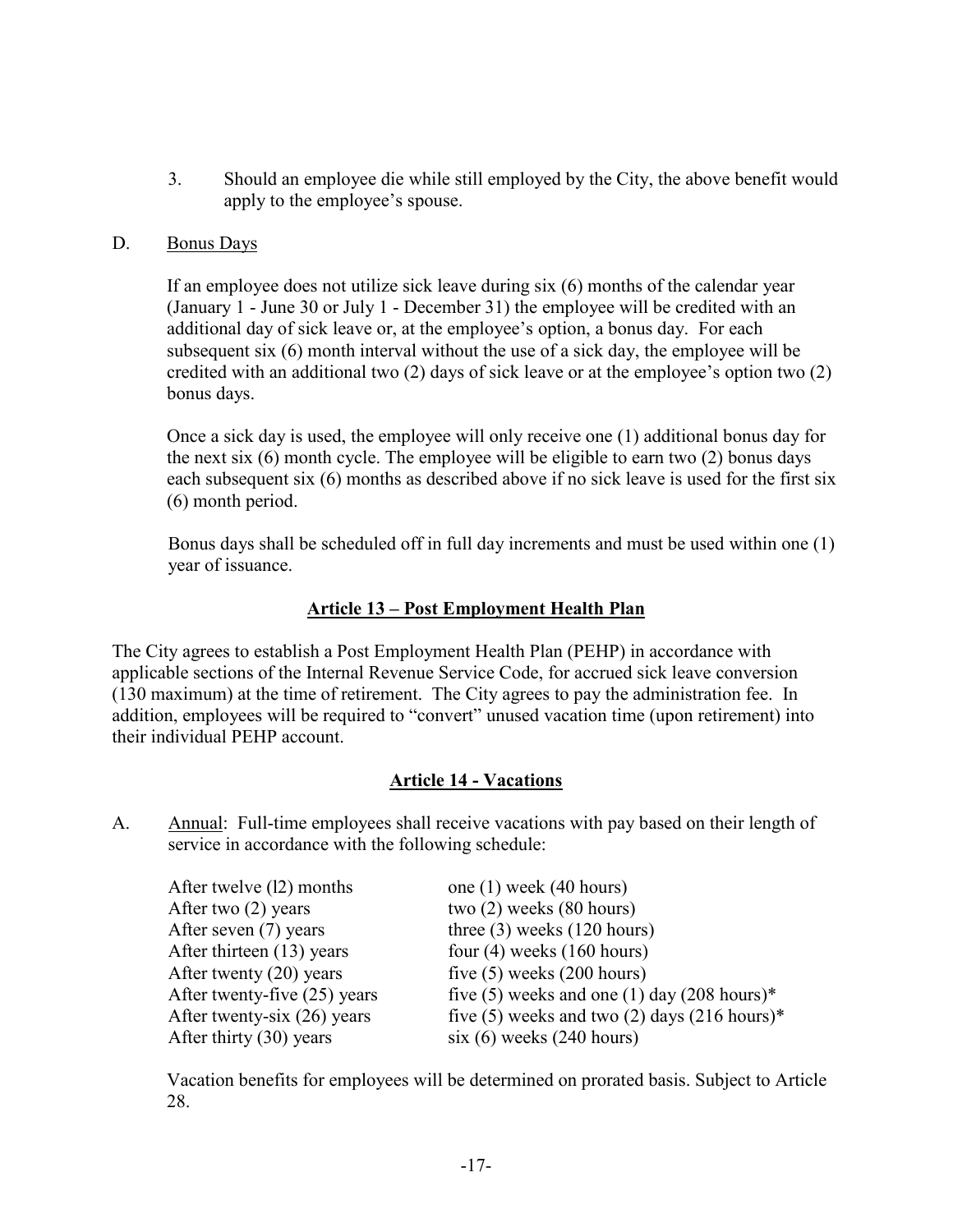3. Should an employee die while still employed by the City, the above benefit would apply to the employee's spouse.

D. Bonus Days

If an employee does not utilize sick leave during six (6) months of the calendar year (January 1 - June 30 or July 1 - December 31) the employee will be credited with an additional day of sick leave or, at the employee's option, a bonus day. For each subsequent six (6) month interval without the use of a sick day, the employee will be credited with an additional two (2) days of sick leave or at the employee's option two (2) bonus days.

Once a sick day is used, the employee will only receive one (1) additional bonus day for the next six (6) month cycle. The employee will be eligible to earn two (2) bonus days each subsequent six (6) months as described above if no sick leave is used for the first six (6) month period.

Bonus days shall be scheduled off in full day increments and must be used within one (1) year of issuance.

## Article 13 – Post Employment Health Plan

The City agrees to establish a Post Employment Health Plan (PEHP) in accordance with applicable sections of the Internal Revenue Service Code, for accrued sick leave conversion (130 maximum) at the time of retirement. The City agrees to pay the administration fee. In addition, employees will be required to "convert" unused vacation time (upon retirement) into their individual PEHP account.

## Article 14 - Vacations

A. Annual: Full-time employees shall receive vacations with pay based on their length of service in accordance with the following schedule:

| | |
|---|---|
| After twelve (l2) months | one (1) week (40 hours) |
| After two (2) years | two (2) weeks (80 hours) |
| After seven (7) years | three (3) weeks (120 hours) |
| After thirteen (13) years | four (4) weeks (160 hours) |
| After twenty (20) years | five (5) weeks (200 hours) |
| After twenty-five (25) years | five (5) weeks and one (1) day (208 hours)* |
| After twenty-six (26) years | five (5) weeks and two (2) days (216 hours)* |
| After thirty (30) years | six (6) weeks (240 hours) |

Vacation benefits for employees will be determined on prorated basis. Subject to Article 28.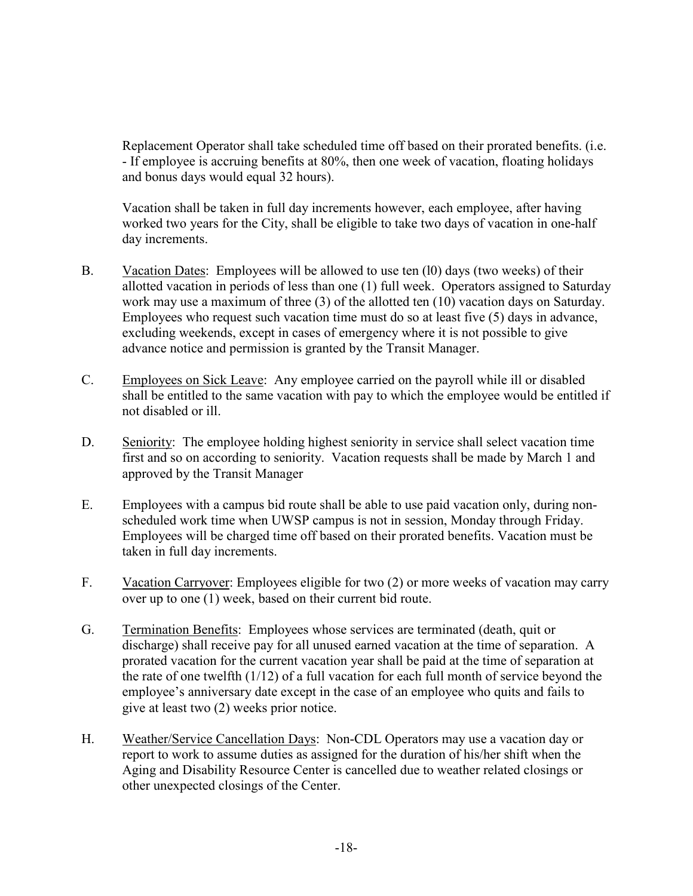Replacement Operator shall take scheduled time off based on their prorated benefits. (i.e. - If employee is accruing benefits at 80%, then one week of vacation, floating holidays and bonus days would equal 32 hours).

Vacation shall be taken in full day increments however, each employee, after having worked two years for the City, shall be eligible to take two days of vacation in one-half day increments.

B. Vacation Dates: Employees will be allowed to use ten (l0) days (two weeks) of their allotted vacation in periods of less than one (1) full week. Operators assigned to Saturday work may use a maximum of three (3) of the allotted ten (10) vacation days on Saturday. Employees who request such vacation time must do so at least five (5) days in advance, excluding weekends, except in cases of emergency where it is not possible to give advance notice and permission is granted by the Transit Manager.

C. Employees on Sick Leave: Any employee carried on the payroll while ill or disabled shall be entitled to the same vacation with pay to which the employee would be entitled if not disabled or ill.

D. Seniority: The employee holding highest seniority in service shall select vacation time first and so on according to seniority. Vacation requests shall be made by March 1 and approved by the Transit Manager

E. Employees with a campus bid route shall be able to use paid vacation only, during non-scheduled work time when UWSP campus is not in session, Monday through Friday. Employees will be charged time off based on their prorated benefits. Vacation must be taken in full day increments.

F. Vacation Carryover: Employees eligible for two (2) or more weeks of vacation may carry over up to one (1) week, based on their current bid route.

G. Termination Benefits: Employees whose services are terminated (death, quit or discharge) shall receive pay for all unused earned vacation at the time of separation. A prorated vacation for the current vacation year shall be paid at the time of separation at the rate of one twelfth (1/12) of a full vacation for each full month of service beyond the employee's anniversary date except in the case of an employee who quits and fails to give at least two (2) weeks prior notice.

H. Weather/Service Cancellation Days: Non-CDL Operators may use a vacation day or report to work to assume duties as assigned for the duration of his/her shift when the Aging and Disability Resource Center is cancelled due to weather related closings or other unexpected closings of the Center.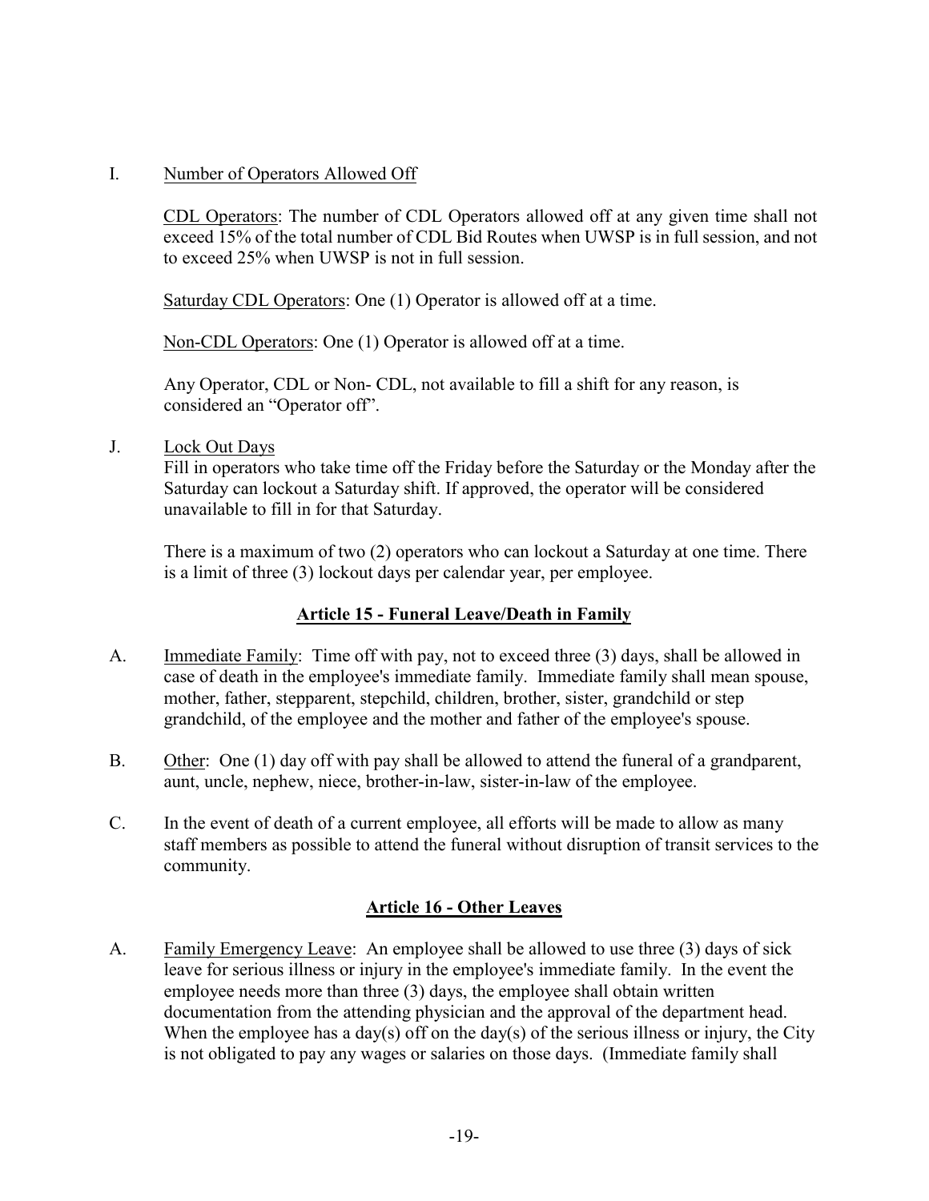I. <u>Number of Operators Allowed Off</u>

<u>CDL Operators</u>: The number of CDL Operators allowed off at any given time shall not exceed 15% of the total number of CDL Bid Routes when UWSP is in full session, and not to exceed 25% when UWSP is not in full session.

<u>Saturday CDL Operators</u>: One (1) Operator is allowed off at a time.

<u>Non-CDL Operators</u>: One (1) Operator is allowed off at a time.

Any Operator, CDL or Non- CDL, not available to fill a shift for any reason, is considered an "Operator off".

J. <u>Lock Out Days</u>

Fill in operators who take time off the Friday before the Saturday or the Monday after the Saturday can lockout a Saturday shift. If approved, the operator will be considered unavailable to fill in for that Saturday.

There is a maximum of two (2) operators who can lockout a Saturday at one time. There is a limit of three (3) lockout days per calendar year, per employee.

## Article 15 - Funeral Leave/Death in Family

A. <u>Immediate Family</u>: Time off with pay, not to exceed three (3) days, shall be allowed in case of death in the employee's immediate family. Immediate family shall mean spouse, mother, father, stepparent, stepchild, children, brother, sister, grandchild or step grandchild, of the employee and the mother and father of the employee's spouse.

B. <u>Other</u>: One (1) day off with pay shall be allowed to attend the funeral of a grandparent, aunt, uncle, nephew, niece, brother-in-law, sister-in-law of the employee.

C. In the event of death of a current employee, all efforts will be made to allow as many staff members as possible to attend the funeral without disruption of transit services to the community.

## Article 16 - Other Leaves

A. <u>Family Emergency Leave</u>: An employee shall be allowed to use three (3) days of sick leave for serious illness or injury in the employee's immediate family. In the event the employee needs more than three (3) days, the employee shall obtain written documentation from the attending physician and the approval of the department head. When the employee has a day(s) off on the day(s) of the serious illness or injury, the City is not obligated to pay any wages or salaries on those days. (Immediate family shall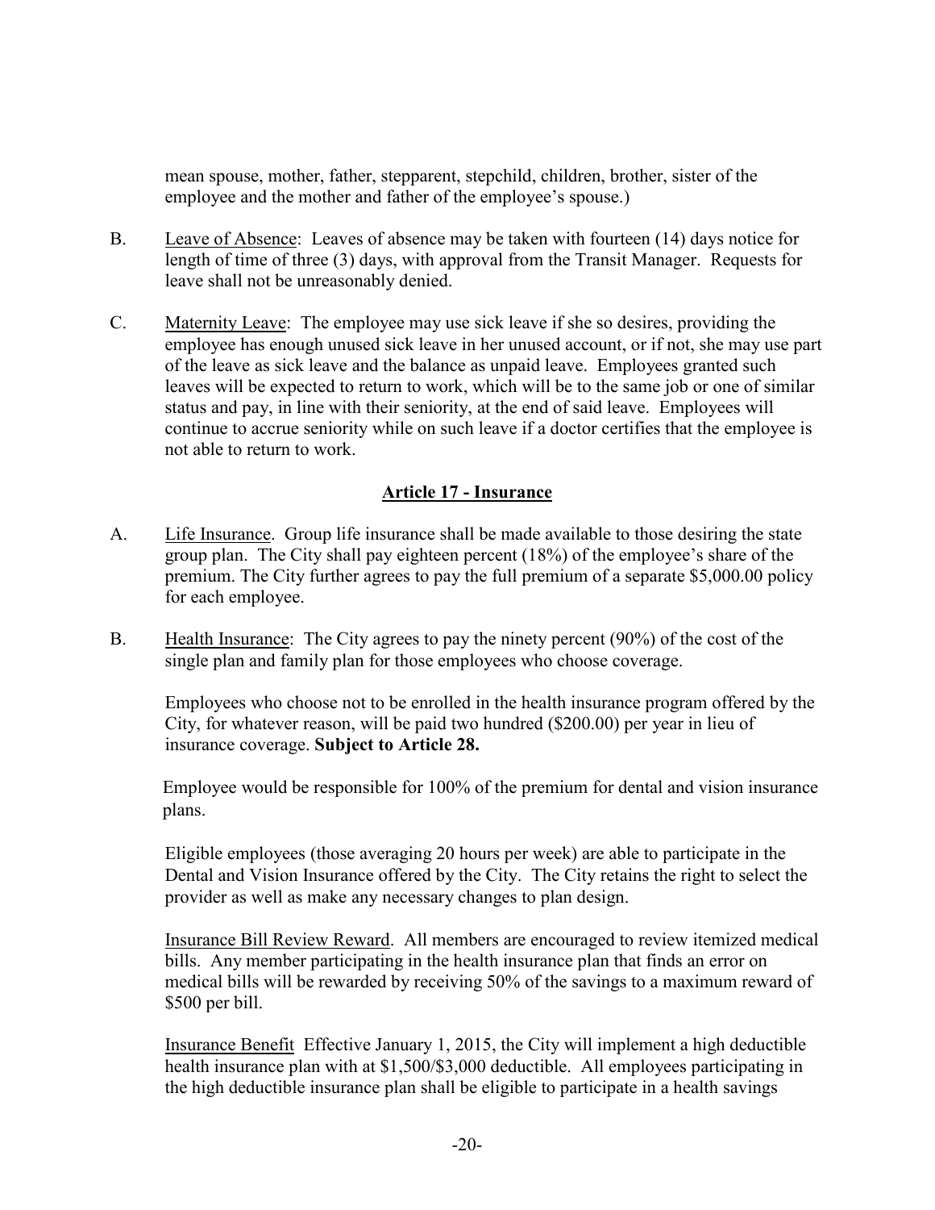mean spouse, mother, father, stepparent, stepchild, children, brother, sister of the employee and the mother and father of the employee's spouse.)

B. Leave of Absence: Leaves of absence may be taken with fourteen (14) days notice for length of time of three (3) days, with approval from the Transit Manager. Requests for leave shall not be unreasonably denied.

C. Maternity Leave: The employee may use sick leave if she so desires, providing the employee has enough unused sick leave in her unused account, or if not, she may use part of the leave as sick leave and the balance as unpaid leave. Employees granted such leaves will be expected to return to work, which will be to the same job or one of similar status and pay, in line with their seniority, at the end of said leave. Employees will continue to accrue seniority while on such leave if a doctor certifies that the employee is not able to return to work.

## Article 17 - Insurance

A. Life Insurance. Group life insurance shall be made available to those desiring the state group plan. The City shall pay eighteen percent (18%) of the employee's share of the premium. The City further agrees to pay the full premium of a separate $5,000.00 policy for each employee.

B. Health Insurance: The City agrees to pay the ninety percent (90%) of the cost of the single plan and family plan for those employees who choose coverage.

Employees who choose not to be enrolled in the health insurance program offered by the City, for whatever reason, will be paid two hundred ($200.00) per year in lieu of insurance coverage. **Subject to Article 28.**

Employee would be responsible for 100% of the premium for dental and vision insurance plans.

Eligible employees (those averaging 20 hours per week) are able to participate in the Dental and Vision Insurance offered by the City. The City retains the right to select the provider as well as make any necessary changes to plan design.

Insurance Bill Review Reward. All members are encouraged to review itemized medical bills. Any member participating in the health insurance plan that finds an error on medical bills will be rewarded by receiving 50% of the savings to a maximum reward of $500 per bill.

Insurance Benefit Effective January 1, 2015, the City will implement a high deductible health insurance plan with at $1,500/$3,000 deductible. All employees participating in the high deductible insurance plan shall be eligible to participate in a health savings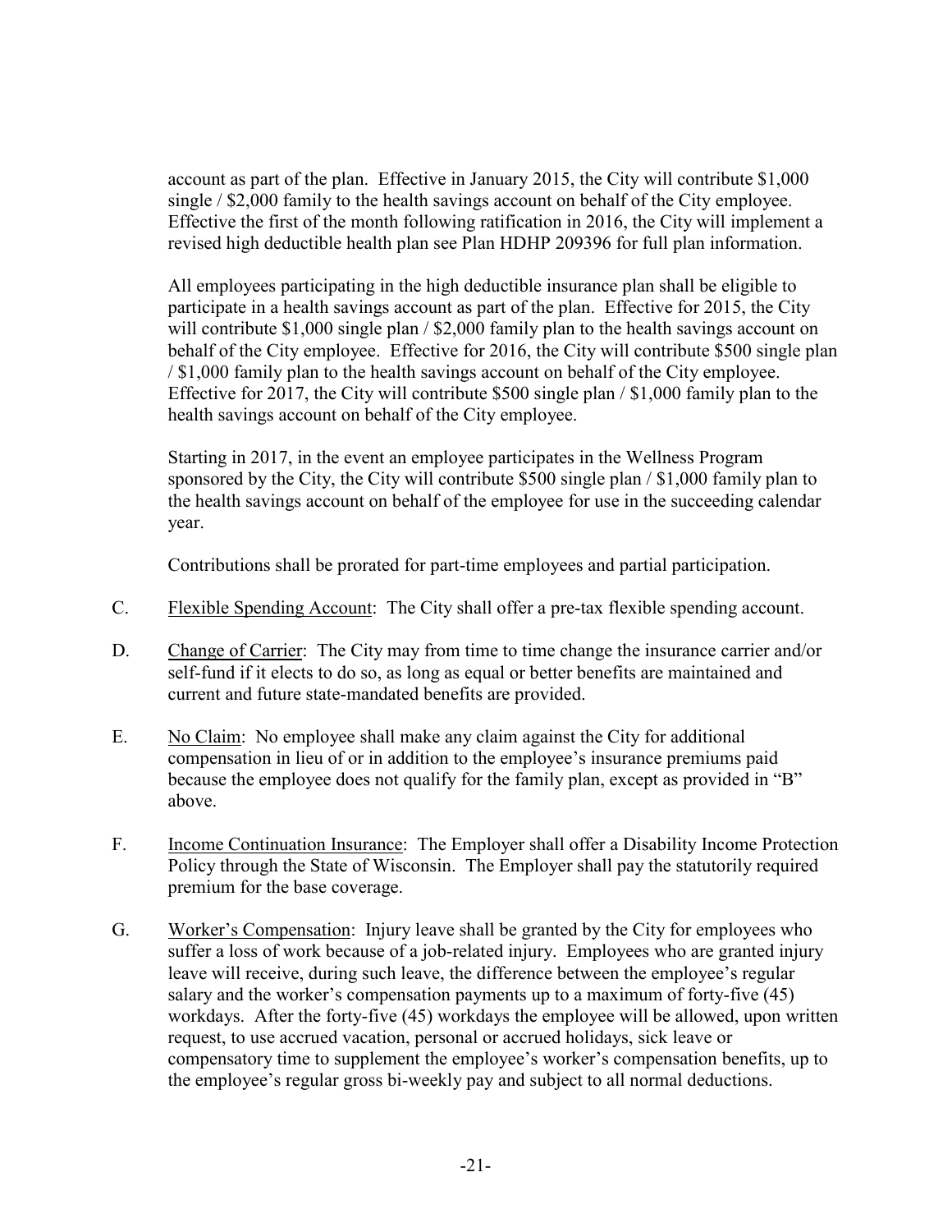account as part of the plan. Effective in January 2015, the City will contribute $1,000 single / $2,000 family to the health savings account on behalf of the City employee. Effective the first of the month following ratification in 2016, the City will implement a revised high deductible health plan see Plan HDHP 209396 for full plan information.

All employees participating in the high deductible insurance plan shall be eligible to participate in a health savings account as part of the plan. Effective for 2015, the City will contribute $1,000 single plan / $2,000 family plan to the health savings account on behalf of the City employee. Effective for 2016, the City will contribute $500 single plan / $1,000 family plan to the health savings account on behalf of the City employee. Effective for 2017, the City will contribute $500 single plan / $1,000 family plan to the health savings account on behalf of the City employee.

Starting in 2017, in the event an employee participates in the Wellness Program sponsored by the City, the City will contribute $500 single plan / $1,000 family plan to the health savings account on behalf of the employee for use in the succeeding calendar year.

Contributions shall be prorated for part-time employees and partial participation.

C. Flexible Spending Account: The City shall offer a pre-tax flexible spending account.

D. Change of Carrier: The City may from time to time change the insurance carrier and/or self-fund if it elects to do so, as long as equal or better benefits are maintained and current and future state-mandated benefits are provided.

E. No Claim: No employee shall make any claim against the City for additional compensation in lieu of or in addition to the employee's insurance premiums paid because the employee does not qualify for the family plan, except as provided in "B" above.

F. Income Continuation Insurance: The Employer shall offer a Disability Income Protection Policy through the State of Wisconsin. The Employer shall pay the statutorily required premium for the base coverage.

G. Worker's Compensation: Injury leave shall be granted by the City for employees who suffer a loss of work because of a job-related injury. Employees who are granted injury leave will receive, during such leave, the difference between the employee's regular salary and the worker's compensation payments up to a maximum of forty-five (45) workdays. After the forty-five (45) workdays the employee will be allowed, upon written request, to use accrued vacation, personal or accrued holidays, sick leave or compensatory time to supplement the employee's worker's compensation benefits, up to the employee's regular gross bi-weekly pay and subject to all normal deductions.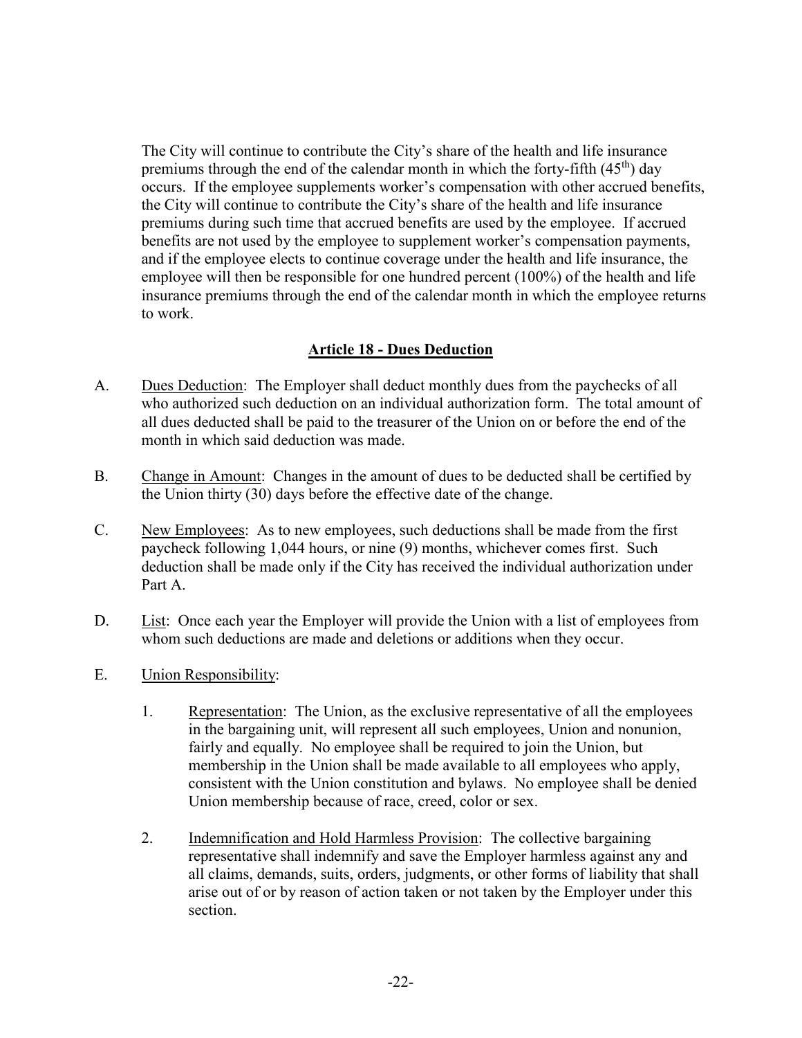The City will continue to contribute the City's share of the health and life insurance premiums through the end of the calendar month in which the forty-fifth ($45^{th}$) day occurs. If the employee supplements worker's compensation with other accrued benefits, the City will continue to contribute the City's share of the health and life insurance premiums during such time that accrued benefits are used by the employee. If accrued benefits are not used by the employee to supplement worker's compensation payments, and if the employee elects to continue coverage under the health and life insurance, the employee will then be responsible for one hundred percent (100%) of the health and life insurance premiums through the end of the calendar month in which the employee returns to work.

## Article 18 - Dues Deduction

A. Dues Deduction: The Employer shall deduct monthly dues from the paychecks of all who authorized such deduction on an individual authorization form. The total amount of all dues deducted shall be paid to the treasurer of the Union on or before the end of the month in which said deduction was made.

B. Change in Amount: Changes in the amount of dues to be deducted shall be certified by the Union thirty (30) days before the effective date of the change.

C. New Employees: As to new employees, such deductions shall be made from the first paycheck following 1,044 hours, or nine (9) months, whichever comes first. Such deduction shall be made only if the City has received the individual authorization under Part A.

D. List: Once each year the Employer will provide the Union with a list of employees from whom such deductions are made and deletions or additions when they occur.

E. Union Responsibility:

1. Representation: The Union, as the exclusive representative of all the employees in the bargaining unit, will represent all such employees, Union and nonunion, fairly and equally. No employee shall be required to join the Union, but membership in the Union shall be made available to all employees who apply, consistent with the Union constitution and bylaws. No employee shall be denied Union membership because of race, creed, color or sex.

2. Indemnification and Hold Harmless Provision: The collective bargaining representative shall indemnify and save the Employer harmless against any and all claims, demands, suits, orders, judgments, or other forms of liability that shall arise out of or by reason of action taken or not taken by the Employer under this section.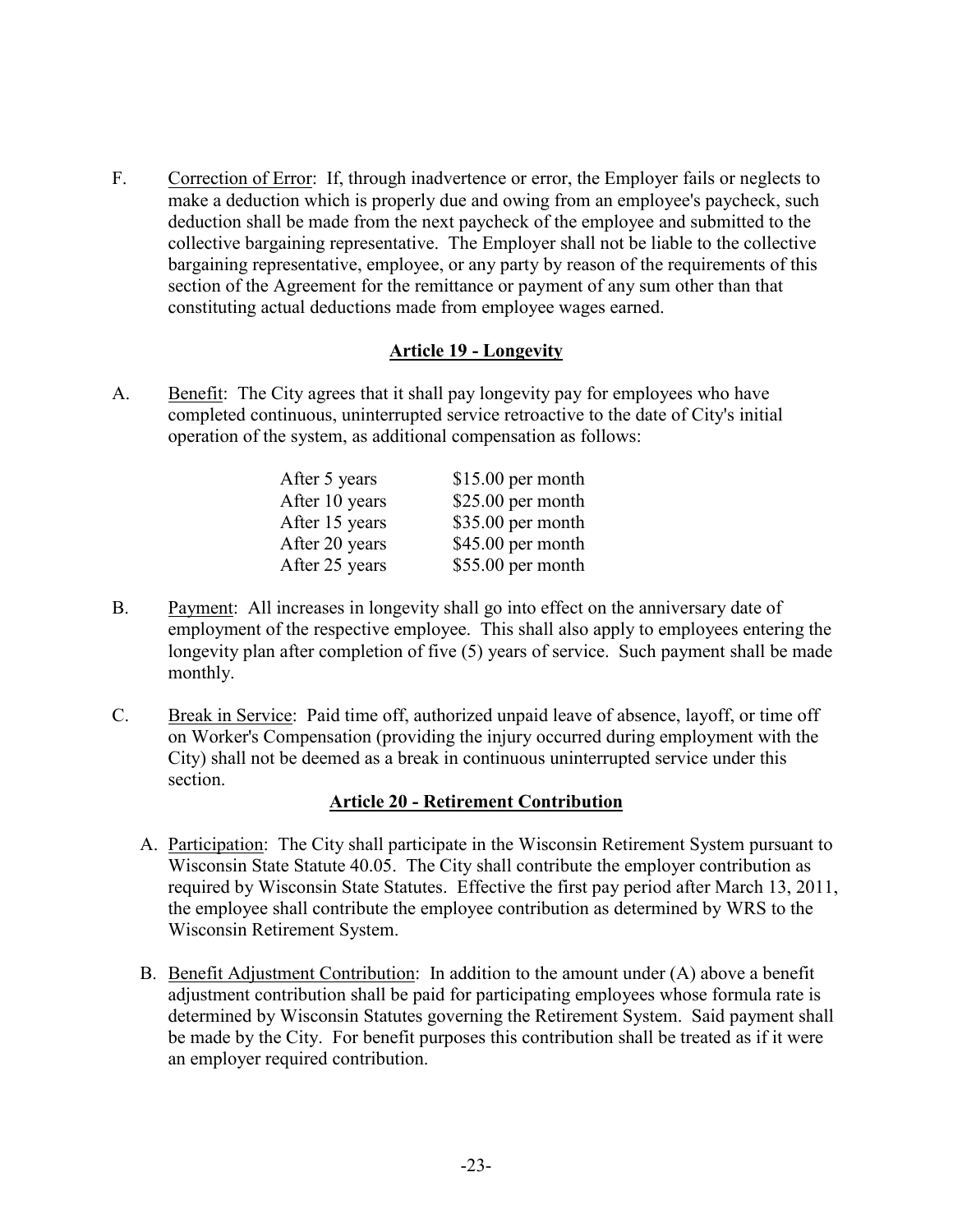F. Correction of Error: If, through inadvertence or error, the Employer fails or neglects to make a deduction which is properly due and owing from an employee's paycheck, such deduction shall be made from the next paycheck of the employee and submitted to the collective bargaining representative. The Employer shall not be liable to the collective bargaining representative, employee, or any party by reason of the requirements of this section of the Agreement for the remittance or payment of any sum other than that constituting actual deductions made from employee wages earned.

## Article 19 - Longevity

A. Benefit: The City agrees that it shall pay longevity pay for employees who have completed continuous, uninterrupted service retroactive to the date of City's initial operation of the system, as additional compensation as follows:

| | |
|---|---|
| After 5 years | $15.00 per month |
| After 10 years | $25.00 per month |
| After 15 years | $35.00 per month |
| After 20 years | $45.00 per month |
| After 25 years | $55.00 per month |

B. Payment: All increases in longevity shall go into effect on the anniversary date of employment of the respective employee. This shall also apply to employees entering the longevity plan after completion of five (5) years of service. Such payment shall be made monthly.

C. Break in Service: Paid time off, authorized unpaid leave of absence, layoff, or time off on Worker's Compensation (providing the injury occurred during employment with the City) shall not be deemed as a break in continuous uninterrupted service under this section.

## Article 20 - Retirement Contribution

A. Participation: The City shall participate in the Wisconsin Retirement System pursuant to Wisconsin State Statute 40.05. The City shall contribute the employer contribution as required by Wisconsin State Statutes. Effective the first pay period after March 13, 2011, the employee shall contribute the employee contribution as determined by WRS to the Wisconsin Retirement System.

B. Benefit Adjustment Contribution: In addition to the amount under (A) above a benefit adjustment contribution shall be paid for participating employees whose formula rate is determined by Wisconsin Statutes governing the Retirement System. Said payment shall be made by the City. For benefit purposes this contribution shall be treated as if it were an employer required contribution.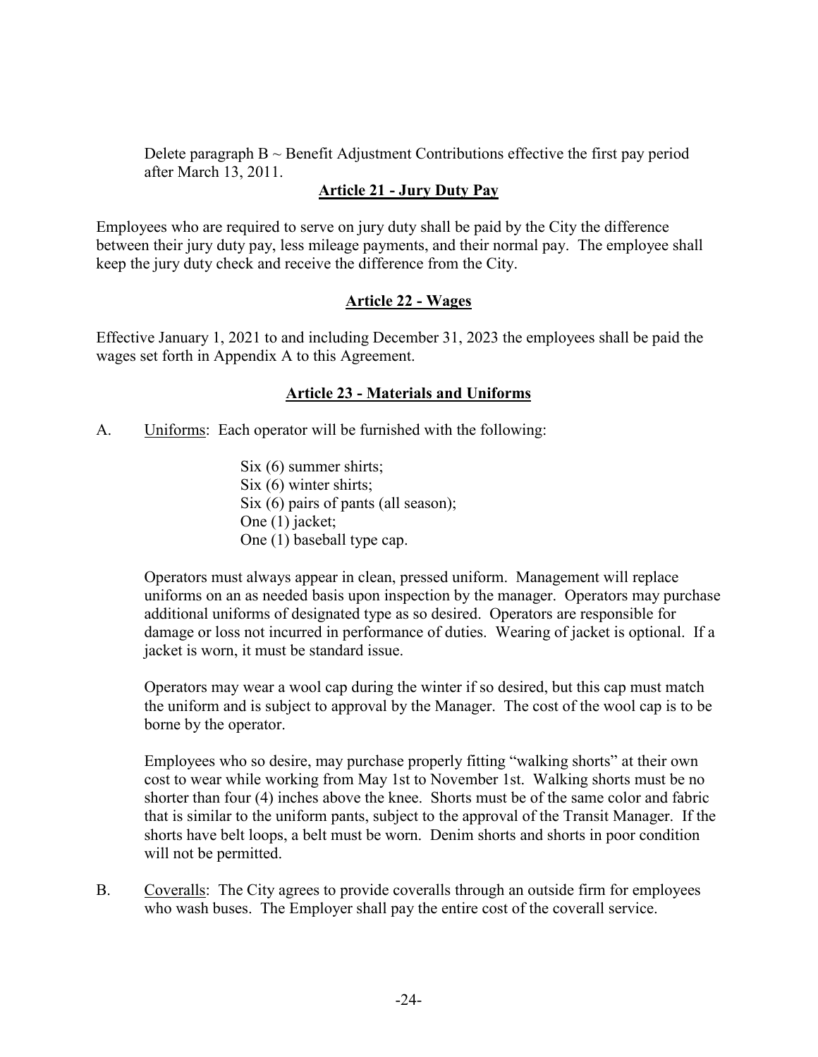Delete paragraph B ~ Benefit Adjustment Contributions effective the first pay period after March 13, 2011.

## Article 21 - Jury Duty Pay

Employees who are required to serve on jury duty shall be paid by the City the difference between their jury duty pay, less mileage payments, and their normal pay. The employee shall keep the jury duty check and receive the difference from the City.

## Article 22 - Wages

Effective January 1, 2021 to and including December 31, 2023 the employees shall be paid the wages set forth in Appendix A to this Agreement.

## Article 23 - Materials and Uniforms

A. Uniforms: Each operator will be furnished with the following:

Six (6) summer shirts;
Six (6) winter shirts;
Six (6) pairs of pants (all season);
One (1) jacket;
One (1) baseball type cap.

Operators must always appear in clean, pressed uniform. Management will replace uniforms on an as needed basis upon inspection by the manager. Operators may purchase additional uniforms of designated type as so desired. Operators are responsible for damage or loss not incurred in performance of duties. Wearing of jacket is optional. If a jacket is worn, it must be standard issue.

Operators may wear a wool cap during the winter if so desired, but this cap must match the uniform and is subject to approval by the Manager. The cost of the wool cap is to be borne by the operator.

Employees who so desire, may purchase properly fitting "walking shorts" at their own cost to wear while working from May 1st to November 1st. Walking shorts must be no shorter than four (4) inches above the knee. Shorts must be of the same color and fabric that is similar to the uniform pants, subject to the approval of the Transit Manager. If the shorts have belt loops, a belt must be worn. Denim shorts and shorts in poor condition will not be permitted.

B. Coveralls: The City agrees to provide coveralls through an outside firm for employees who wash buses. The Employer shall pay the entire cost of the coverall service.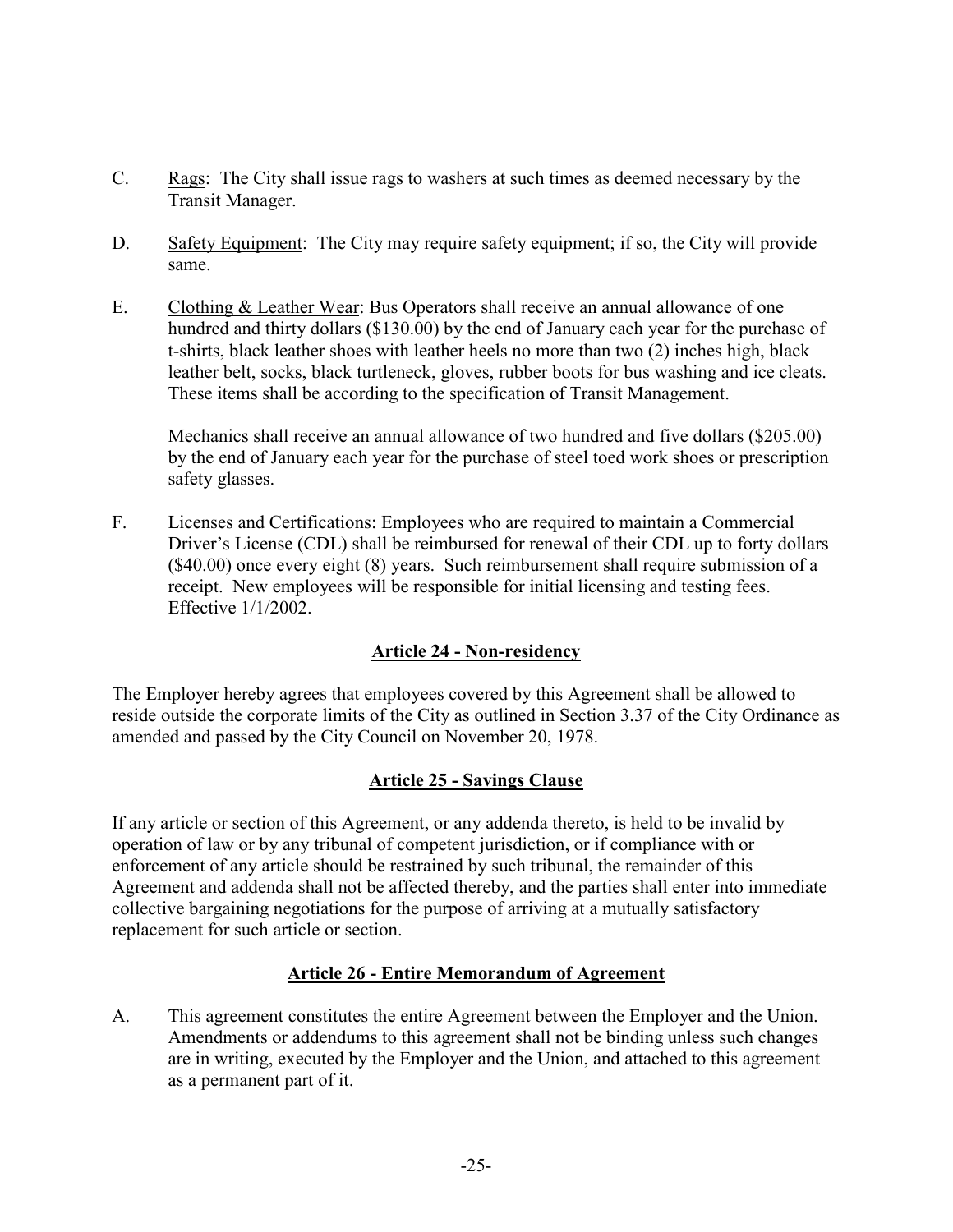C. Rags: The City shall issue rags to washers at such times as deemed necessary by the Transit Manager.

D. Safety Equipment: The City may require safety equipment; if so, the City will provide same.

E. Clothing & Leather Wear: Bus Operators shall receive an annual allowance of one hundred and thirty dollars ($130.00) by the end of January each year for the purchase of t-shirts, black leather shoes with leather heels no more than two (2) inches high, black leather belt, socks, black turtleneck, gloves, rubber boots for bus washing and ice cleats. These items shall be according to the specification of Transit Management.

   Mechanics shall receive an annual allowance of two hundred and five dollars ($205.00) by the end of January each year for the purchase of steel toed work shoes or prescription safety glasses.

F. Licenses and Certifications: Employees who are required to maintain a Commercial Driver's License (CDL) shall be reimbursed for renewal of their CDL up to forty dollars ($40.00) once every eight (8) years. Such reimbursement shall require submission of a receipt. New employees will be responsible for initial licensing and testing fees. Effective 1/1/2002.

## Article 24 - Non-residency

The Employer hereby agrees that employees covered by this Agreement shall be allowed to reside outside the corporate limits of the City as outlined in Section 3.37 of the City Ordinance as amended and passed by the City Council on November 20, 1978.

## Article 25 - Savings Clause

If any article or section of this Agreement, or any addenda thereto, is held to be invalid by operation of law or by any tribunal of competent jurisdiction, or if compliance with or enforcement of any article should be restrained by such tribunal, the remainder of this Agreement and addenda shall not be affected thereby, and the parties shall enter into immediate collective bargaining negotiations for the purpose of arriving at a mutually satisfactory replacement for such article or section.

## Article 26 - Entire Memorandum of Agreement

A. This agreement constitutes the entire Agreement between the Employer and the Union. Amendments or addendums to this agreement shall not be binding unless such changes are in writing, executed by the Employer and the Union, and attached to this agreement as a permanent part of it.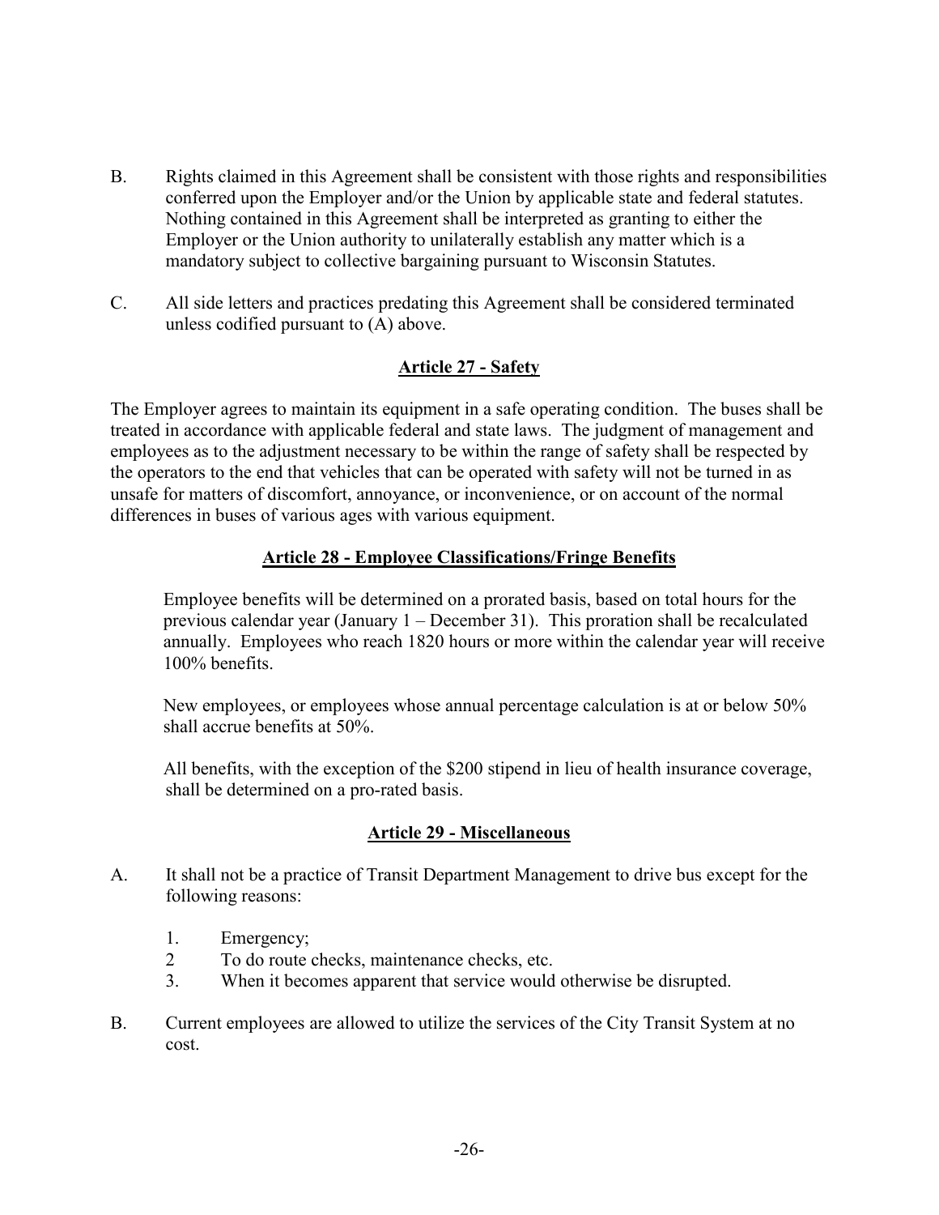B. Rights claimed in this Agreement shall be consistent with those rights and responsibilities conferred upon the Employer and/or the Union by applicable state and federal statutes. Nothing contained in this Agreement shall be interpreted as granting to either the Employer or the Union authority to unilaterally establish any matter which is a mandatory subject to collective bargaining pursuant to Wisconsin Statutes.

C. All side letters and practices predating this Agreement shall be considered terminated unless codified pursuant to (A) above.

## Article 27 - Safety

The Employer agrees to maintain its equipment in a safe operating condition. The buses shall be treated in accordance with applicable federal and state laws. The judgment of management and employees as to the adjustment necessary to be within the range of safety shall be respected by the operators to the end that vehicles that can be operated with safety will not be turned in as unsafe for matters of discomfort, annoyance, or inconvenience, or on account of the normal differences in buses of various ages with various equipment.

## Article 28 - Employee Classifications/Fringe Benefits

Employee benefits will be determined on a prorated basis, based on total hours for the previous calendar year (January 1 – December 31). This proration shall be recalculated annually. Employees who reach 1820 hours or more within the calendar year will receive 100% benefits.

New employees, or employees whose annual percentage calculation is at or below 50% shall accrue benefits at 50%.

All benefits, with the exception of the $200 stipend in lieu of health insurance coverage, shall be determined on a pro-rated basis.

## Article 29 - Miscellaneous

A. It shall not be a practice of Transit Department Management to drive bus except for the following reasons:

1. Emergency;
2. To do route checks, maintenance checks, etc.
3. When it becomes apparent that service would otherwise be disrupted.

B. Current employees are allowed to utilize the services of the City Transit System at no cost.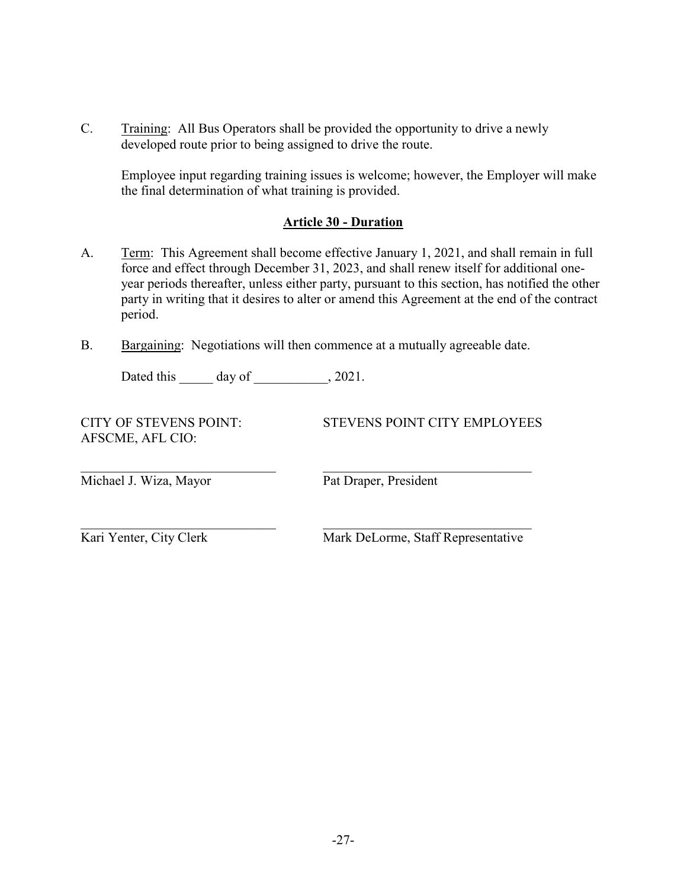C. Training: All Bus Operators shall be provided the opportunity to drive a newly developed route prior to being assigned to drive the route.

Employee input regarding training issues is welcome; however, the Employer will make the final determination of what training is provided.

## Article 30 - Duration

A. Term: This Agreement shall become effective January 1, 2021, and shall remain in full force and effect through December 31, 2023, and shall renew itself for additional one-year periods thereafter, unless either party, pursuant to this section, has notified the other party in writing that it desires to alter or amend this Agreement at the end of the contract period.

B. Bargaining: Negotiations will then commence at a mutually agreeable date.

Dated this _____ day of ___________, 2021.

| CITY OF STEVENS POINT: | STEVENS POINT CITY EMPLOYEES AFSCME, AFL CIO: |
|---|---|
| ______________________________ | ______________________________ |
| Michael J. Wiza, Mayor | Pat Draper, President |
| ______________________________ | ______________________________ |
| Kari Yenter, City Clerk | Mark DeLorme, Staff Representative |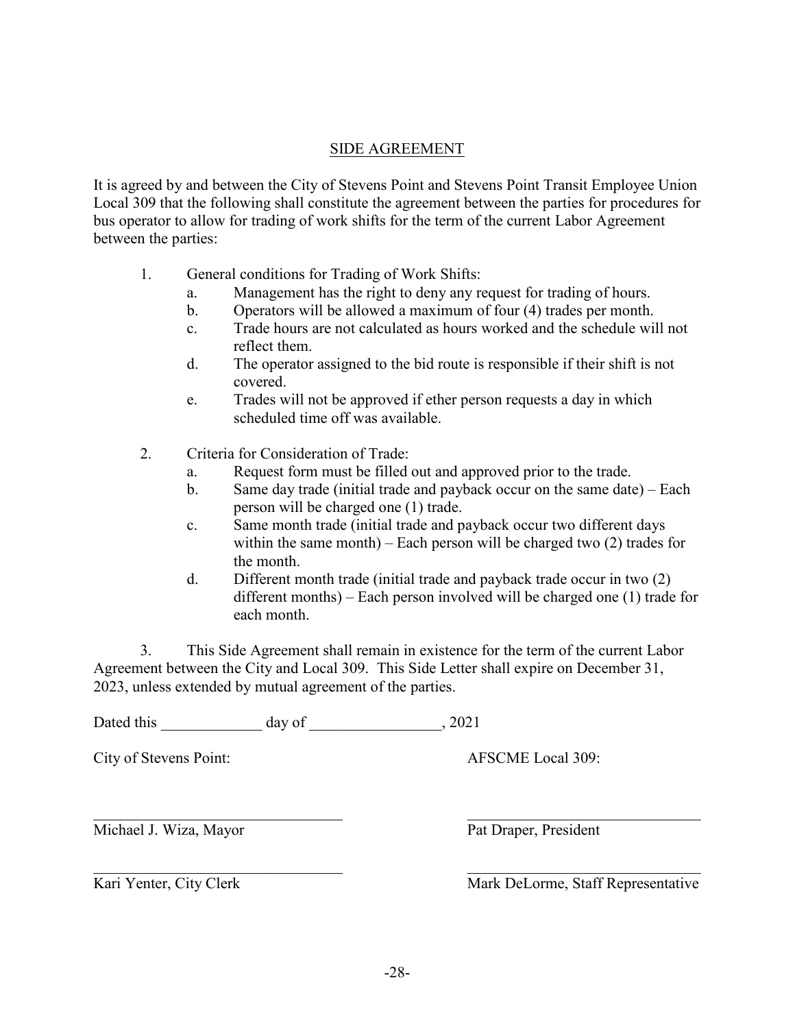## SIDE AGREEMENT

It is agreed by and between the City of Stevens Point and Stevens Point Transit Employee Union Local 309 that the following shall constitute the agreement between the parties for procedures for bus operator to allow for trading of work shifts for the term of the current Labor Agreement between the parties:

1. General conditions for Trading of Work Shifts:
   a. Management has the right to deny any request for trading of hours.
   b. Operators will be allowed a maximum of four (4) trades per month.
   c. Trade hours are not calculated as hours worked and the schedule will not reflect them.
   d. The operator assigned to the bid route is responsible if their shift is not covered.
   e. Trades will not be approved if ether person requests a day in which scheduled time off was available.

2. Criteria for Consideration of Trade:
   a. Request form must be filled out and approved prior to the trade.
   b. Same day trade (initial trade and payback occur on the same date) – Each person will be charged one (1) trade.
   c. Same month trade (initial trade and payback occur two different days within the same month) – Each person will be charged two (2) trades for the month.
   d. Different month trade (initial trade and payback trade occur in two (2) different months) – Each person involved will be charged one (1) trade for each month.

3. This Side Agreement shall remain in existence for the term of the current Labor Agreement between the City and Local 309. This Side Letter shall expire on December 31, 2023, unless extended by mutual agreement of the parties.

Dated this _____________ day of _________________, 2021

City of Stevens Point:

_______________________________
Michael J. Wiza, Mayor

_______________________________
Kari Yenter, City Clerk

AFSCME Local 309:

_______________________________
Pat Draper, President

_______________________________
Mark DeLorme, Staff Representative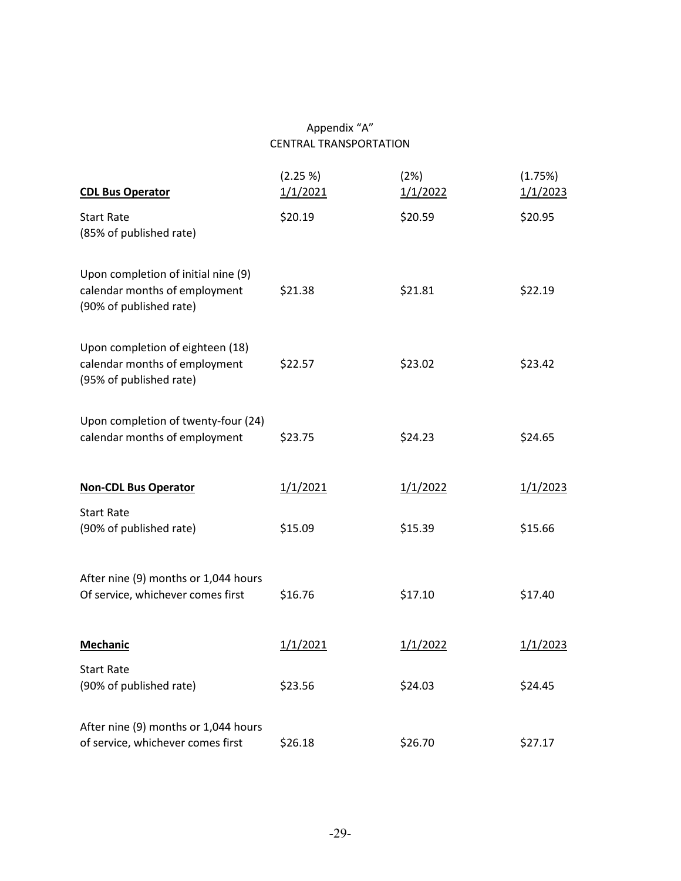Appendix "A"
CENTRAL TRANSPORTATION

| **CDL Bus Operator** | (2.25 %) 1/1/2021 | (2%) 1/1/2022 | (1.75%) 1/1/2023 |
|---|---|---|---|
| Start Rate (85% of published rate) | $20.19 | $20.59 | $20.95 |
| Upon completion of initial nine (9) calendar months of employment (90% of published rate) | $21.38 | $21.81 | $22.19 |
| Upon completion of eighteen (18) calendar months of employment (95% of published rate) | $22.57 | $23.02 | $23.42 |
| Upon completion of twenty-four (24) calendar months of employment | $23.75 | $24.23 | $24.65 |

| **Non-CDL Bus Operator** | 1/1/2021 | 1/1/2022 | 1/1/2023 |
|---|---|---|---|
| Start Rate (90% of published rate) | $15.09 | $15.39 | $15.66 |
| After nine (9) months or 1,044 hours Of service, whichever comes first | $16.76 | $17.10 | $17.40 |

| **Mechanic** | 1/1/2021 | 1/1/2022 | 1/1/2023 |
|---|---|---|---|
| Start Rate (90% of published rate) | $23.56 | $24.03 | $24.45 |
| After nine (9) months or 1,044 hours of service, whichever comes first | $26.18 | $26.70 | $27.17 |